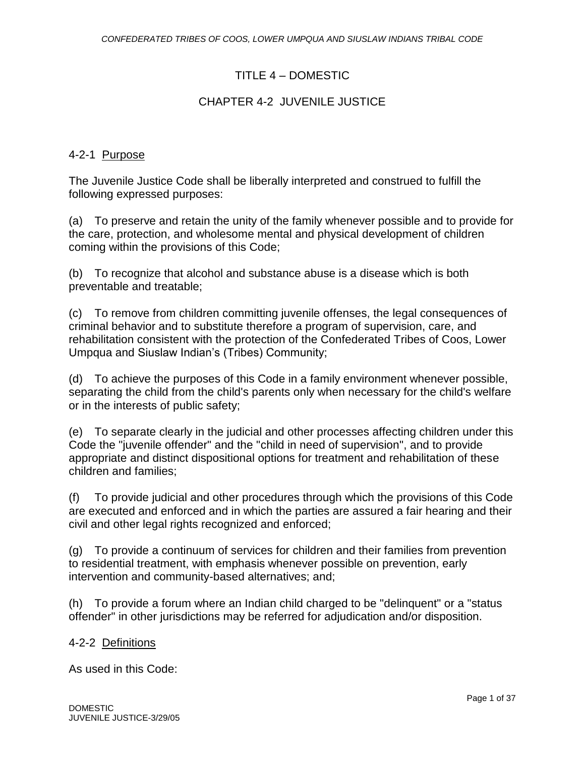# TITLE 4 – DOMESTIC

## CHAPTER 4-2 JUVENILE JUSTICE

### 4-2-1 Purpose

The Juvenile Justice Code shall be liberally interpreted and construed to fulfill the following expressed purposes:

(a) To preserve and retain the unity of the family whenever possible and to provide for the care, protection, and wholesome mental and physical development of children coming within the provisions of this Code;

(b) To recognize that alcohol and substance abuse is a disease which is both preventable and treatable;

(c) To remove from children committing juvenile offenses, the legal consequences of criminal behavior and to substitute therefore a program of supervision, care, and rehabilitation consistent with the protection of the Confederated Tribes of Coos, Lower Umpqua and Siuslaw Indian's (Tribes) Community;

(d) To achieve the purposes of this Code in a family environment whenever possible, separating the child from the child's parents only when necessary for the child's welfare or in the interests of public safety;

(e) To separate clearly in the judicial and other processes affecting children under this Code the "juvenile offender" and the "child in need of supervision", and to provide appropriate and distinct dispositional options for treatment and rehabilitation of these children and families;

(f) To provide judicial and other procedures through which the provisions of this Code are executed and enforced and in which the parties are assured a fair hearing and their civil and other legal rights recognized and enforced;

(g) To provide a continuum of services for children and their families from prevention to residential treatment, with emphasis whenever possible on prevention, early intervention and community-based alternatives; and;

(h) To provide a forum where an Indian child charged to be "delinquent" or a "status offender" in other jurisdictions may be referred for adjudication and/or disposition.

### 4-2-2 Definitions

As used in this Code: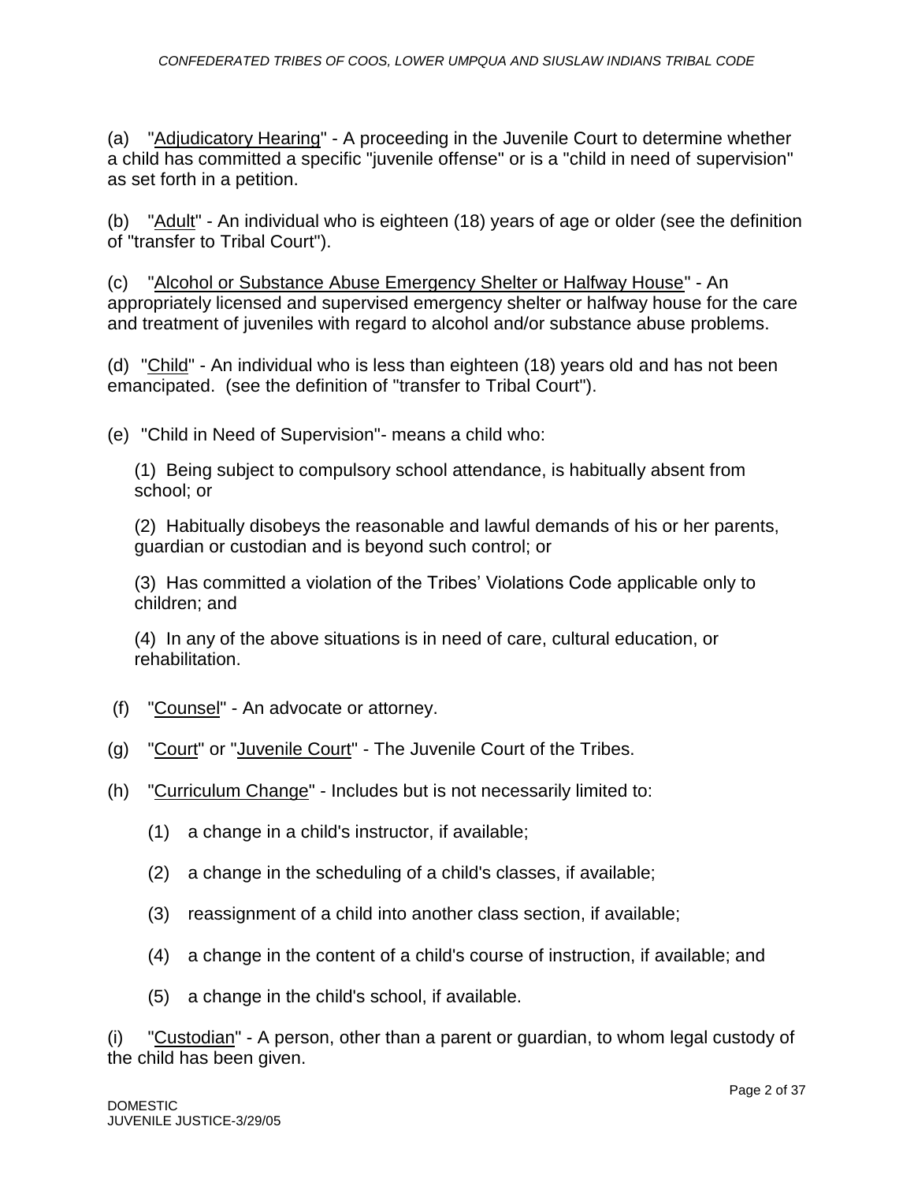(a) "Adjudicatory Hearing" - A proceeding in the Juvenile Court to determine whether a child has committed a specific "juvenile offense" or is a "child in need of supervision" as set forth in a petition.

(b) "Adult" - An individual who is eighteen (18) years of age or older (see the definition of "transfer to Tribal Court").

(c) "Alcohol or Substance Abuse Emergency Shelter or Halfway House" - An appropriately licensed and supervised emergency shelter or halfway house for the care and treatment of juveniles with regard to alcohol and/or substance abuse problems.

(d) "Child" - An individual who is less than eighteen (18) years old and has not been emancipated. (see the definition of "transfer to Tribal Court").

(e) "Child in Need of Supervision"- means a child who:

(1) Being subject to compulsory school attendance, is habitually absent from school; or

(2) Habitually disobeys the reasonable and lawful demands of his or her parents, guardian or custodian and is beyond such control; or

(3) Has committed a violation of the Tribes' Violations Code applicable only to children; and

(4) In any of the above situations is in need of care, cultural education, or rehabilitation.

(f) "Counsel" - An advocate or attorney.

(g) "Court" or "Juvenile Court" - The Juvenile Court of the Tribes.

(h) "Curriculum Change" - Includes but is not necessarily limited to:

(1) a change in a child's instructor, if available;

(2) a change in the scheduling of a child's classes, if available;

(3) reassignment of a child into another class section, if available;

(4) a change in the content of a child's course of instruction, if available; and

(5) a change in the child's school, if available.

(i) "Custodian" - A person, other than a parent or guardian, to whom legal custody of the child has been given.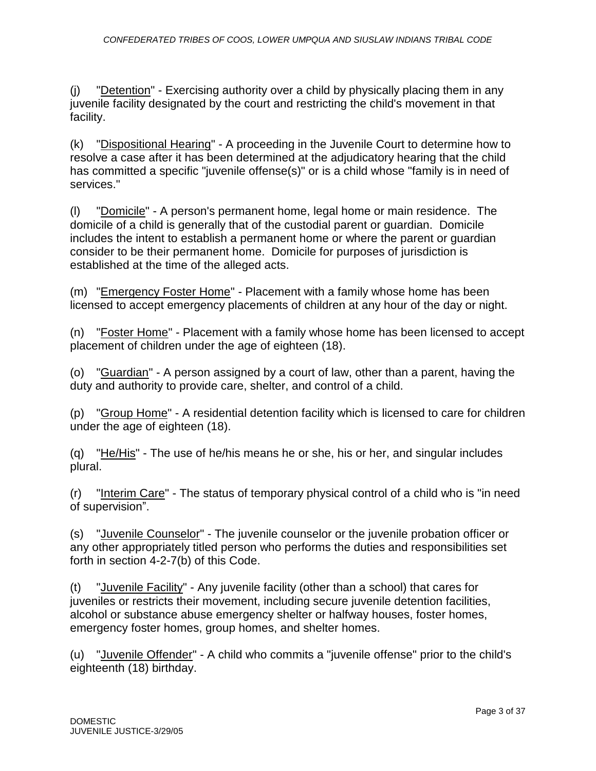(j) "Detention" - Exercising authority over a child by physically placing them in any juvenile facility designated by the court and restricting the child's movement in that facility.

(k) "Dispositional Hearing" - A proceeding in the Juvenile Court to determine how to resolve a case after it has been determined at the adjudicatory hearing that the child has committed a specific "juvenile offense(s)" or is a child whose "family is in need of services."

(l) "Domicile" - A person's permanent home, legal home or main residence. The domicile of a child is generally that of the custodial parent or guardian. Domicile includes the intent to establish a permanent home or where the parent or guardian consider to be their permanent home. Domicile for purposes of jurisdiction is established at the time of the alleged acts.

(m) "Emergency Foster Home" - Placement with a family whose home has been licensed to accept emergency placements of children at any hour of the day or night.

(n) "Foster Home" - Placement with a family whose home has been licensed to accept placement of children under the age of eighteen (18).

(o) "Guardian" - A person assigned by a court of law, other than a parent, having the duty and authority to provide care, shelter, and control of a child.

(p) "Group Home" - A residential detention facility which is licensed to care for children under the age of eighteen (18).

(q) "He/His" - The use of he/his means he or she, his or her, and singular includes plural.

(r) "Interim Care" - The status of temporary physical control of a child who is "in need of supervision".

(s) "Juvenile Counselor" - The juvenile counselor or the juvenile probation officer or any other appropriately titled person who performs the duties and responsibilities set forth in section 4-2-7(b) of this Code.

(t) "Juvenile Facility" - Any juvenile facility (other than a school) that cares for juveniles or restricts their movement, including secure juvenile detention facilities, alcohol or substance abuse emergency shelter or halfway houses, foster homes, emergency foster homes, group homes, and shelter homes.

(u) "Juvenile Offender" - A child who commits a "juvenile offense" prior to the child's eighteenth (18) birthday.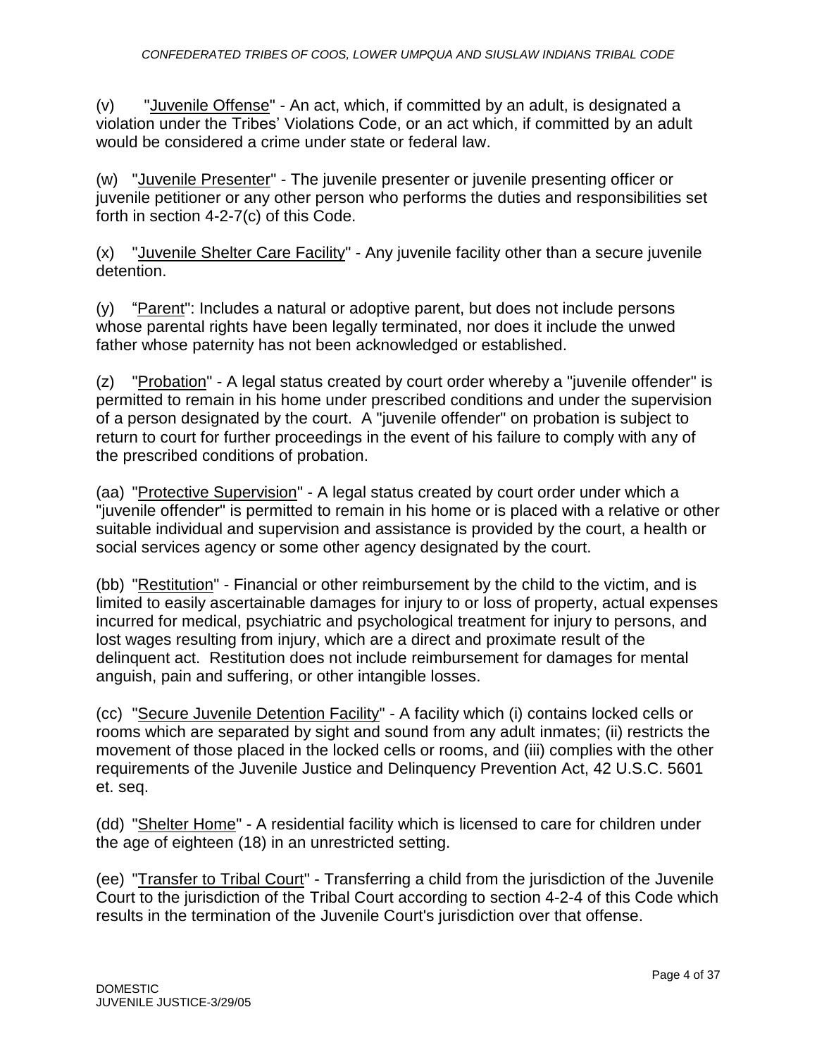(v) "Juvenile Offense" - An act, which, if committed by an adult, is designated a violation under the Tribes' Violations Code, or an act which, if committed by an adult would be considered a crime under state or federal law.

(w) "Juvenile Presenter" - The juvenile presenter or juvenile presenting officer or juvenile petitioner or any other person who performs the duties and responsibilities set forth in section 4-2-7(c) of this Code.

(x) "Juvenile Shelter Care Facility" - Any juvenile facility other than a secure juvenile detention.

(y) "Parent": Includes a natural or adoptive parent, but does not include persons whose parental rights have been legally terminated, nor does it include the unwed father whose paternity has not been acknowledged or established.

(z) "Probation" - A legal status created by court order whereby a "juvenile offender" is permitted to remain in his home under prescribed conditions and under the supervision of a person designated by the court. A "juvenile offender" on probation is subject to return to court for further proceedings in the event of his failure to comply with any of the prescribed conditions of probation.

(aa) "Protective Supervision" - A legal status created by court order under which a "juvenile offender" is permitted to remain in his home or is placed with a relative or other suitable individual and supervision and assistance is provided by the court, a health or social services agency or some other agency designated by the court.

(bb) "Restitution" - Financial or other reimbursement by the child to the victim, and is limited to easily ascertainable damages for injury to or loss of property, actual expenses incurred for medical, psychiatric and psychological treatment for injury to persons, and lost wages resulting from injury, which are a direct and proximate result of the delinquent act. Restitution does not include reimbursement for damages for mental anguish, pain and suffering, or other intangible losses.

(cc) "Secure Juvenile Detention Facility" - A facility which (i) contains locked cells or rooms which are separated by sight and sound from any adult inmates; (ii) restricts the movement of those placed in the locked cells or rooms, and (iii) complies with the other requirements of the Juvenile Justice and Delinquency Prevention Act, 42 U.S.C. 5601 et. seq.

(dd) "Shelter Home" - A residential facility which is licensed to care for children under the age of eighteen (18) in an unrestricted setting.

(ee) "Transfer to Tribal Court" - Transferring a child from the jurisdiction of the Juvenile Court to the jurisdiction of the Tribal Court according to section 4-2-4 of this Code which results in the termination of the Juvenile Court's jurisdiction over that offense.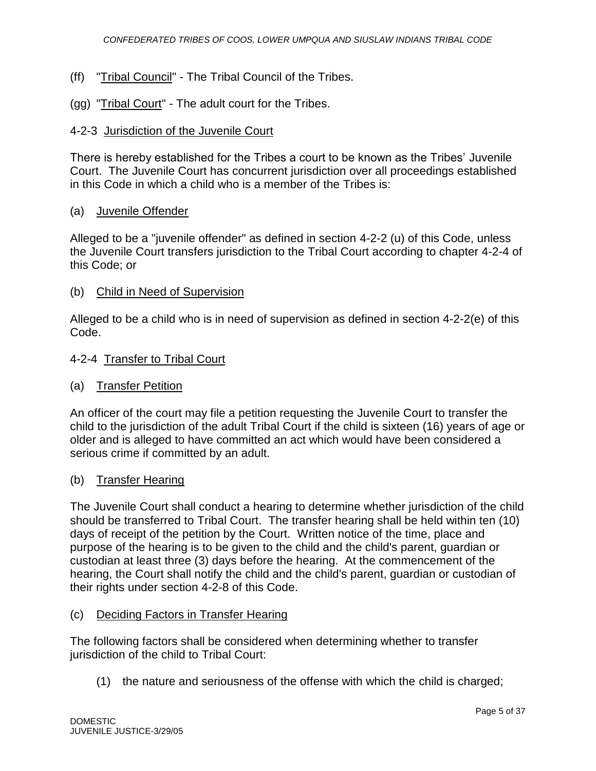(ff) "Tribal Council" - The Tribal Council of the Tribes.

(gg) "Tribal Court" - The adult court for the Tribes.

### 4-2-3 Jurisdiction of the Juvenile Court

There is hereby established for the Tribes a court to be known as the Tribes' Juvenile Court. The Juvenile Court has concurrent jurisdiction over all proceedings established in this Code in which a child who is a member of the Tribes is:

(a) Juvenile Offender

Alleged to be a "juvenile offender" as defined in section 4-2-2 (u) of this Code, unless the Juvenile Court transfers jurisdiction to the Tribal Court according to chapter 4-2-4 of this Code; or

(b) Child in Need of Supervision

Alleged to be a child who is in need of supervision as defined in section 4-2-2(e) of this Code.

### 4-2-4 Transfer to Tribal Court

(a) Transfer Petition

An officer of the court may file a petition requesting the Juvenile Court to transfer the child to the jurisdiction of the adult Tribal Court if the child is sixteen (16) years of age or older and is alleged to have committed an act which would have been considered a serious crime if committed by an adult.

(b) Transfer Hearing

The Juvenile Court shall conduct a hearing to determine whether jurisdiction of the child should be transferred to Tribal Court. The transfer hearing shall be held within ten (10) days of receipt of the petition by the Court. Written notice of the time, place and purpose of the hearing is to be given to the child and the child's parent, guardian or custodian at least three (3) days before the hearing. At the commencement of the hearing, the Court shall notify the child and the child's parent, guardian or custodian of their rights under section 4-2-8 of this Code.

(c) Deciding Factors in Transfer Hearing

The following factors shall be considered when determining whether to transfer jurisdiction of the child to Tribal Court:

(1) the nature and seriousness of the offense with which the child is charged;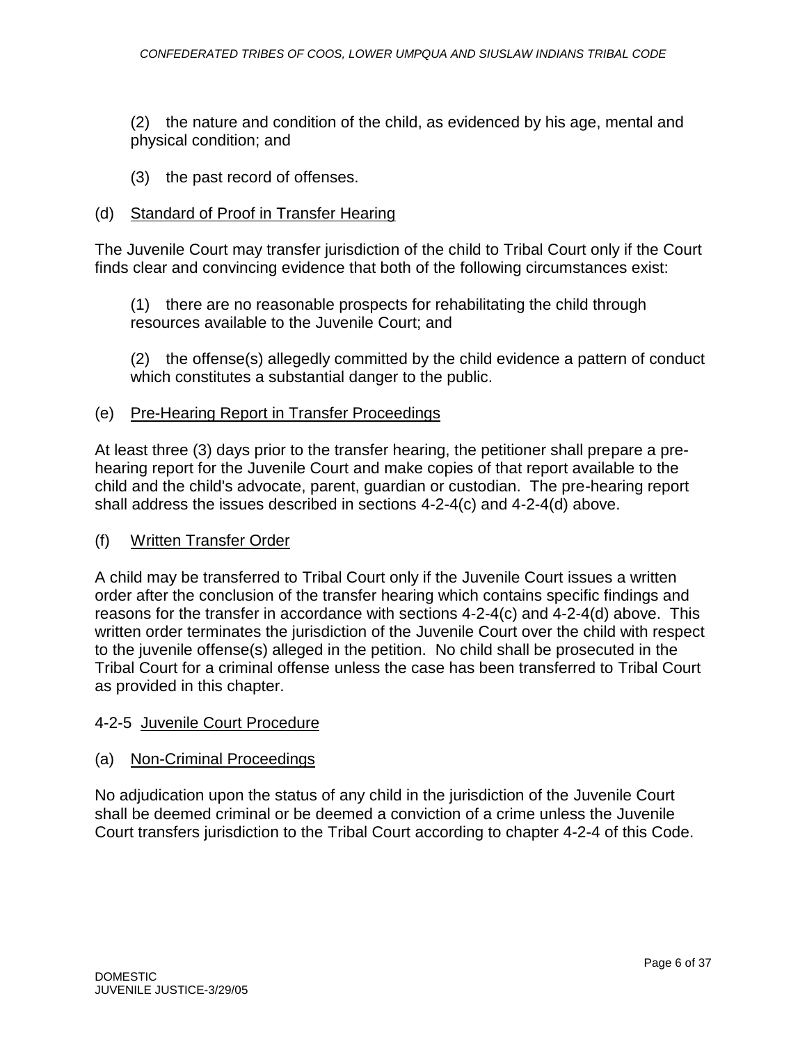(2) the nature and condition of the child, as evidenced by his age, mental and physical condition; and

(3) the past record of offenses.

(d) Standard of Proof in Transfer Hearing

The Juvenile Court may transfer jurisdiction of the child to Tribal Court only if the Court finds clear and convincing evidence that both of the following circumstances exist:

(1) there are no reasonable prospects for rehabilitating the child through resources available to the Juvenile Court; and

(2) the offense(s) allegedly committed by the child evidence a pattern of conduct which constitutes a substantial danger to the public.

(e) Pre-Hearing Report in Transfer Proceedings

At least three (3) days prior to the transfer hearing, the petitioner shall prepare a pre-hearing report for the Juvenile Court and make copies of that report available to the child and the child's advocate, parent, guardian or custodian. The pre-hearing report shall address the issues described in sections 4-2-4(c) and 4-2-4(d) above.

(f) Written Transfer Order

A child may be transferred to Tribal Court only if the Juvenile Court issues a written order after the conclusion of the transfer hearing which contains specific findings and reasons for the transfer in accordance with sections 4-2-4(c) and 4-2-4(d) above. This written order terminates the jurisdiction of the Juvenile Court over the child with respect to the juvenile offense(s) alleged in the petition. No child shall be prosecuted in the Tribal Court for a criminal offense unless the case has been transferred to Tribal Court as provided in this chapter.

4-2-5 Juvenile Court Procedure

(a) Non-Criminal Proceedings

No adjudication upon the status of any child in the jurisdiction of the Juvenile Court shall be deemed criminal or be deemed a conviction of a crime unless the Juvenile Court transfers jurisdiction to the Tribal Court according to chapter 4-2-4 of this Code.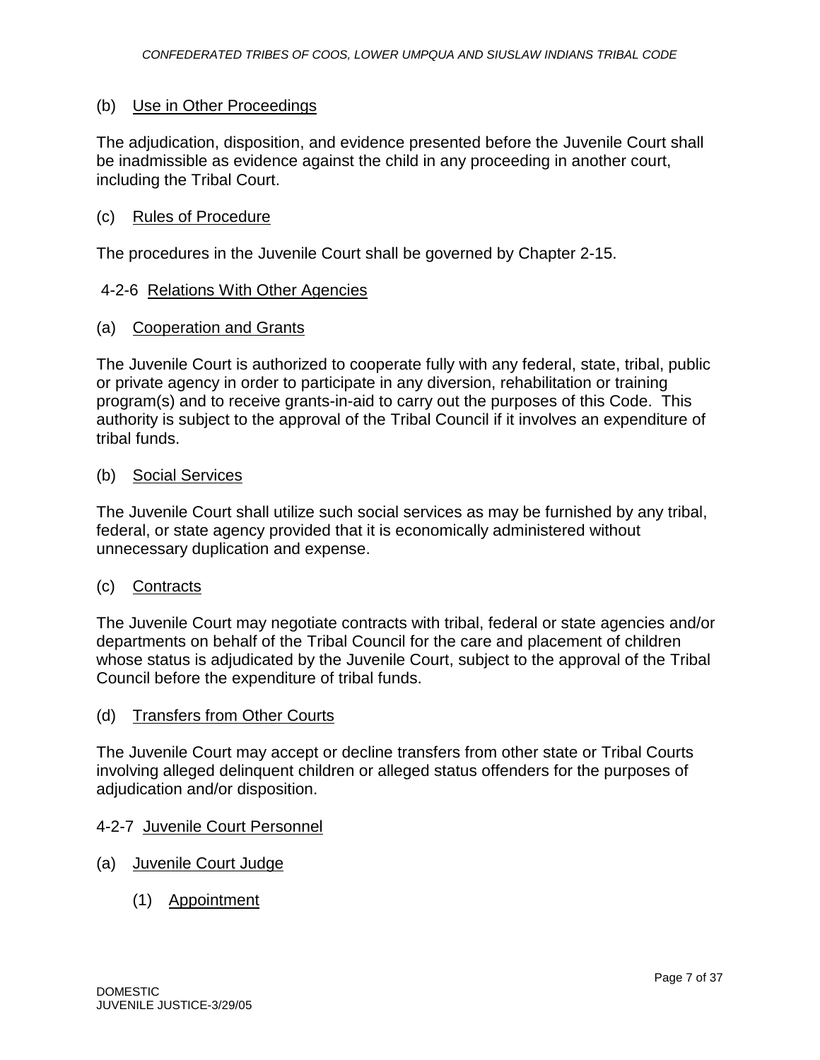(b) Use in Other Proceedings

The adjudication, disposition, and evidence presented before the Juvenile Court shall be inadmissible as evidence against the child in any proceeding in another court, including the Tribal Court.

(c) Rules of Procedure

The procedures in the Juvenile Court shall be governed by Chapter 2-15.

## 4-2-6 Relations With Other Agencies

(a) Cooperation and Grants

The Juvenile Court is authorized to cooperate fully with any federal, state, tribal, public or private agency in order to participate in any diversion, rehabilitation or training program(s) and to receive grants-in-aid to carry out the purposes of this Code. This authority is subject to the approval of the Tribal Council if it involves an expenditure of tribal funds.

(b) Social Services

The Juvenile Court shall utilize such social services as may be furnished by any tribal, federal, or state agency provided that it is economically administered without unnecessary duplication and expense.

(c) Contracts

The Juvenile Court may negotiate contracts with tribal, federal or state agencies and/or departments on behalf of the Tribal Council for the care and placement of children whose status is adjudicated by the Juvenile Court, subject to the approval of the Tribal Council before the expenditure of tribal funds.

(d) Transfers from Other Courts

The Juvenile Court may accept or decline transfers from other state or Tribal Courts involving alleged delinquent children or alleged status offenders for the purposes of adjudication and/or disposition.

## 4-2-7 Juvenile Court Personnel

(a) Juvenile Court Judge

(1) Appointment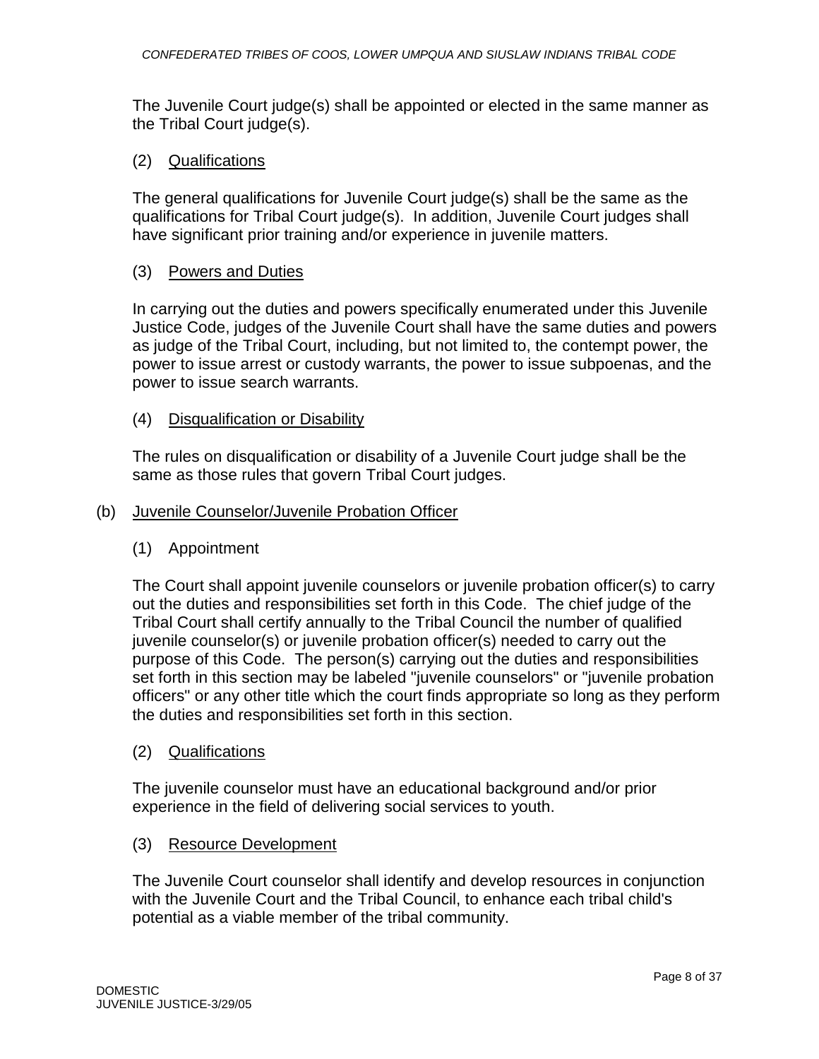The Juvenile Court judge(s) shall be appointed or elected in the same manner as the Tribal Court judge(s).

(2) Qualifications

The general qualifications for Juvenile Court judge(s) shall be the same as the qualifications for Tribal Court judge(s). In addition, Juvenile Court judges shall have significant prior training and/or experience in juvenile matters.

(3) Powers and Duties

In carrying out the duties and powers specifically enumerated under this Juvenile Justice Code, judges of the Juvenile Court shall have the same duties and powers as judge of the Tribal Court, including, but not limited to, the contempt power, the power to issue arrest or custody warrants, the power to issue subpoenas, and the power to issue search warrants.

(4) Disqualification or Disability

The rules on disqualification or disability of a Juvenile Court judge shall be the same as those rules that govern Tribal Court judges.

(b) Juvenile Counselor/Juvenile Probation Officer

(1) Appointment

The Court shall appoint juvenile counselors or juvenile probation officer(s) to carry out the duties and responsibilities set forth in this Code. The chief judge of the Tribal Court shall certify annually to the Tribal Council the number of qualified juvenile counselor(s) or juvenile probation officer(s) needed to carry out the purpose of this Code. The person(s) carrying out the duties and responsibilities set forth in this section may be labeled "juvenile counselors" or "juvenile probation officers" or any other title which the court finds appropriate so long as they perform the duties and responsibilities set forth in this section.

(2) Qualifications

The juvenile counselor must have an educational background and/or prior experience in the field of delivering social services to youth.

(3) Resource Development

The Juvenile Court counselor shall identify and develop resources in conjunction with the Juvenile Court and the Tribal Council, to enhance each tribal child's potential as a viable member of the tribal community.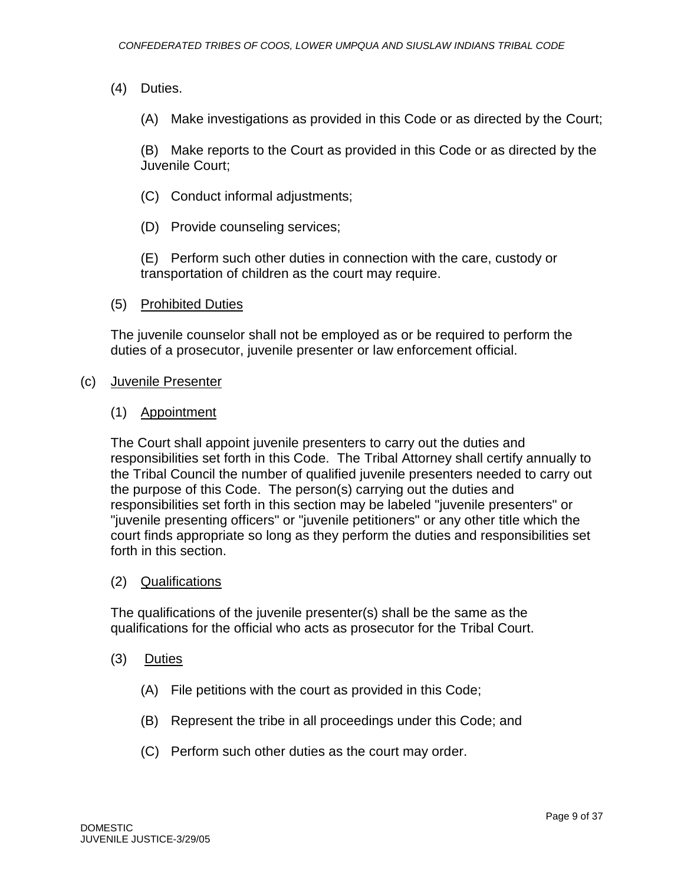(4) Duties.

(A) Make investigations as provided in this Code or as directed by the Court;

(B) Make reports to the Court as provided in this Code or as directed by the Juvenile Court;

(C) Conduct informal adjustments;

(D) Provide counseling services;

(E) Perform such other duties in connection with the care, custody or transportation of children as the court may require.

(5) Prohibited Duties

The juvenile counselor shall not be employed as or be required to perform the duties of a prosecutor, juvenile presenter or law enforcement official.

(c) Juvenile Presenter

(1) Appointment

The Court shall appoint juvenile presenters to carry out the duties and responsibilities set forth in this Code. The Tribal Attorney shall certify annually to the Tribal Council the number of qualified juvenile presenters needed to carry out the purpose of this Code. The person(s) carrying out the duties and responsibilities set forth in this section may be labeled "juvenile presenters" or "juvenile presenting officers" or "juvenile petitioners" or any other title which the court finds appropriate so long as they perform the duties and responsibilities set forth in this section.

(2) Qualifications

The qualifications of the juvenile presenter(s) shall be the same as the qualifications for the official who acts as prosecutor for the Tribal Court.

(3) Duties

(A) File petitions with the court as provided in this Code;

(B) Represent the tribe in all proceedings under this Code; and

(C) Perform such other duties as the court may order.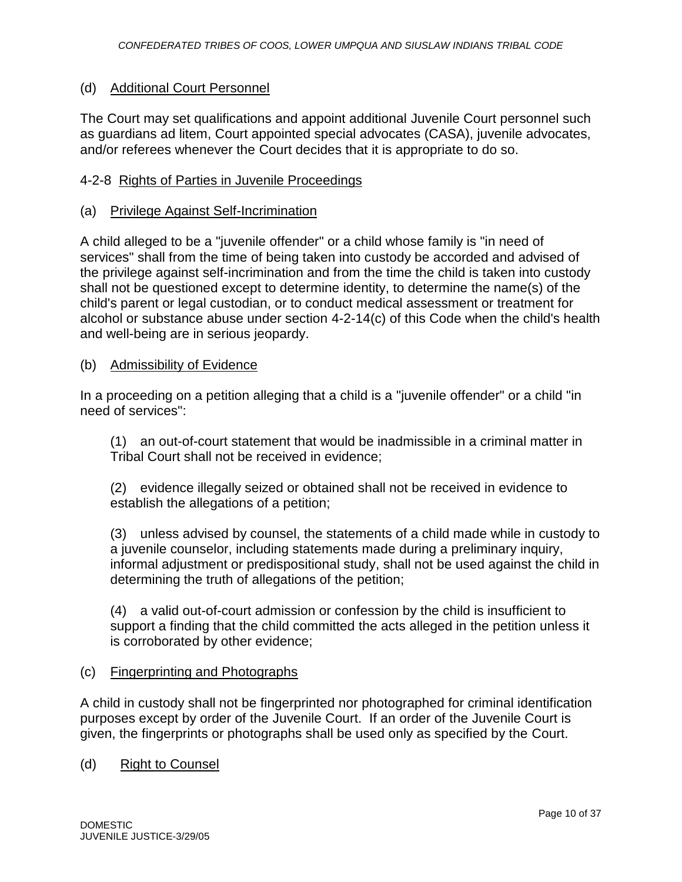### (d) Additional Court Personnel

The Court may set qualifications and appoint additional Juvenile Court personnel such as guardians ad litem, Court appointed special advocates (CASA), juvenile advocates, and/or referees whenever the Court decides that it is appropriate to do so.

## 4-2-8 Rights of Parties in Juvenile Proceedings

### (a) Privilege Against Self-Incrimination

A child alleged to be a "juvenile offender" or a child whose family is "in need of services" shall from the time of being taken into custody be accorded and advised of the privilege against self-incrimination and from the time the child is taken into custody shall not be questioned except to determine identity, to determine the name(s) of the child's parent or legal custodian, or to conduct medical assessment or treatment for alcohol or substance abuse under section 4-2-14(c) of this Code when the child's health and well-being are in serious jeopardy.

### (b) Admissibility of Evidence

In a proceeding on a petition alleging that a child is a "juvenile offender" or a child "in need of services":

(1) an out-of-court statement that would be inadmissible in a criminal matter in Tribal Court shall not be received in evidence;

(2) evidence illegally seized or obtained shall not be received in evidence to establish the allegations of a petition;

(3) unless advised by counsel, the statements of a child made while in custody to a juvenile counselor, including statements made during a preliminary inquiry, informal adjustment or predispositional study, shall not be used against the child in determining the truth of allegations of the petition;

(4) a valid out-of-court admission or confession by the child is insufficient to support a finding that the child committed the acts alleged in the petition unless it is corroborated by other evidence;

### (c) Fingerprinting and Photographs

A child in custody shall not be fingerprinted nor photographed for criminal identification purposes except by order of the Juvenile Court. If an order of the Juvenile Court is given, the fingerprints or photographs shall be used only as specified by the Court.

### (d) Right to Counsel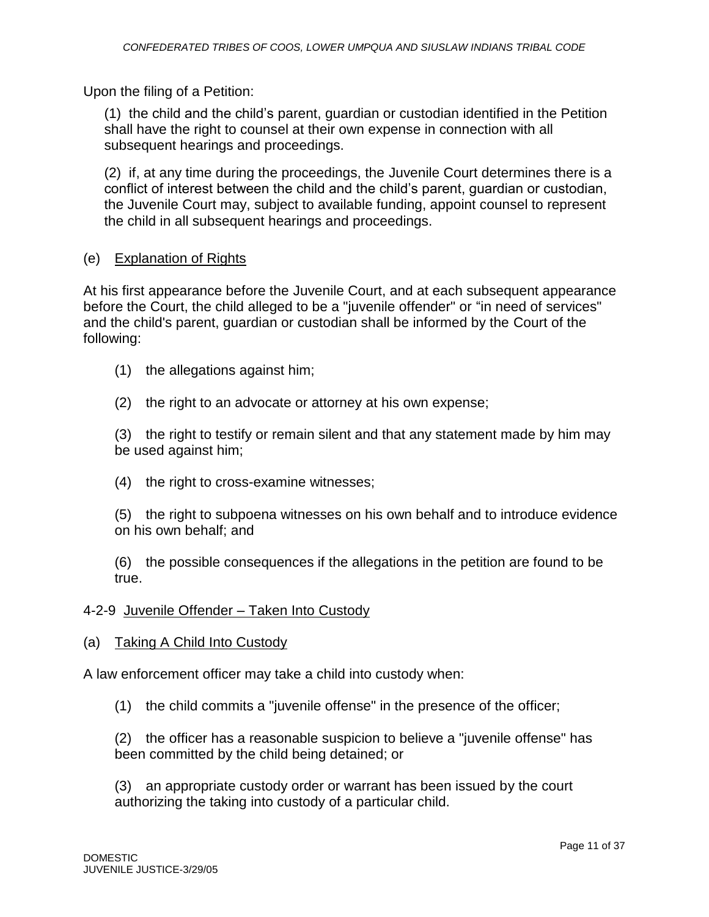Upon the filing of a Petition:

(1) the child and the child's parent, guardian or custodian identified in the Petition shall have the right to counsel at their own expense in connection with all subsequent hearings and proceedings.

(2) if, at any time during the proceedings, the Juvenile Court determines there is a conflict of interest between the child and the child's parent, guardian or custodian, the Juvenile Court may, subject to available funding, appoint counsel to represent the child in all subsequent hearings and proceedings.

(e) Explanation of Rights

At his first appearance before the Juvenile Court, and at each subsequent appearance before the Court, the child alleged to be a "juvenile offender" or "in need of services" and the child's parent, guardian or custodian shall be informed by the Court of the following:

(1) the allegations against him;

(2) the right to an advocate or attorney at his own expense;

(3) the right to testify or remain silent and that any statement made by him may be used against him;

(4) the right to cross-examine witnesses;

(5) the right to subpoena witnesses on his own behalf and to introduce evidence on his own behalf; and

(6) the possible consequences if the allegations in the petition are found to be true.

## 4-2-9 Juvenile Offender – Taken Into Custody

(a) Taking A Child Into Custody

A law enforcement officer may take a child into custody when:

(1) the child commits a "juvenile offense" in the presence of the officer;

(2) the officer has a reasonable suspicion to believe a "juvenile offense" has been committed by the child being detained; or

(3) an appropriate custody order or warrant has been issued by the court authorizing the taking into custody of a particular child.

DOMESTIC
JUVENILE JUSTICE-3/29/05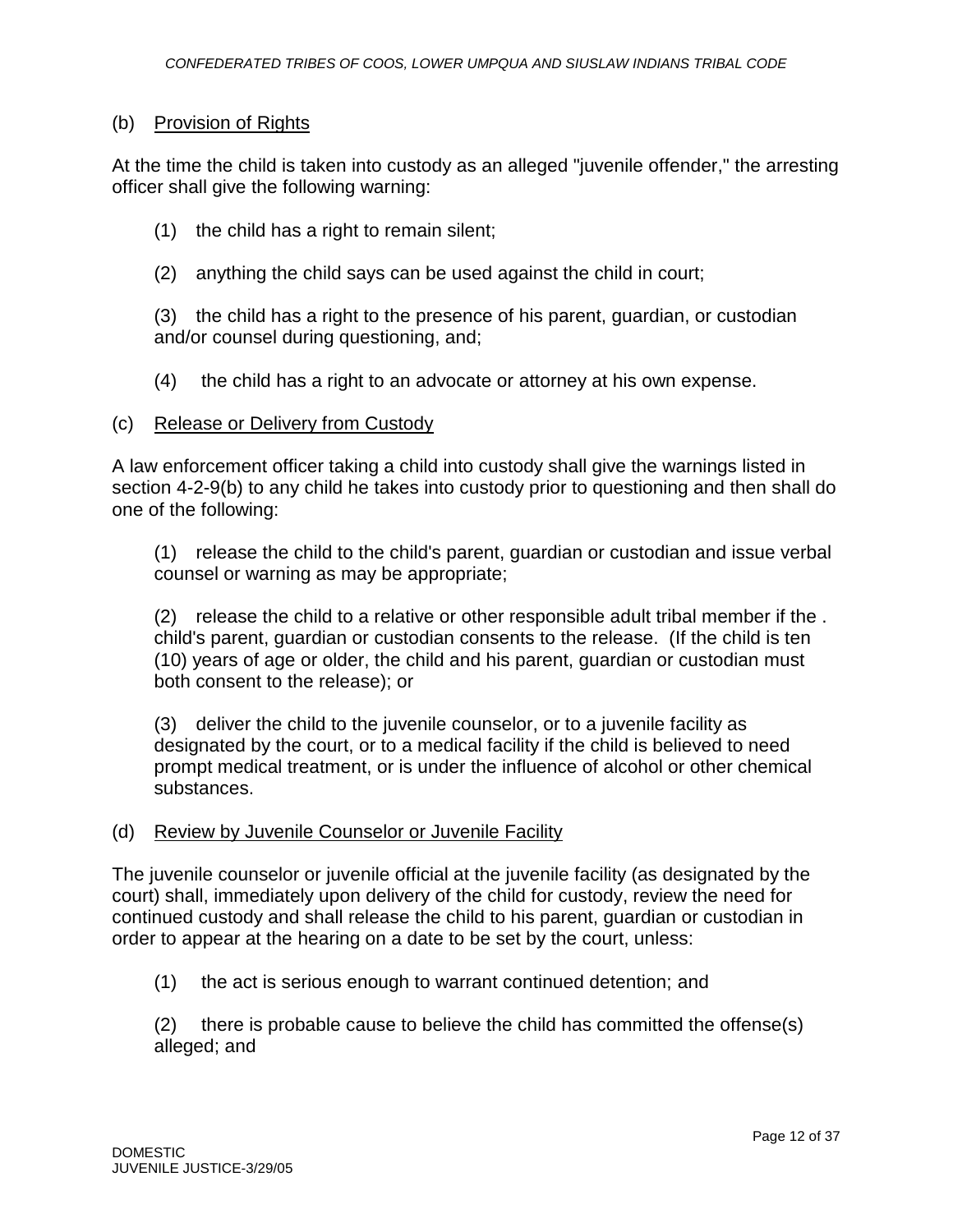(b) <u>Provision of Rights</u>

At the time the child is taken into custody as an alleged "juvenile offender," the arresting officer shall give the following warning:

(1) the child has a right to remain silent;

(2) anything the child says can be used against the child in court;

(3) the child has a right to the presence of his parent, guardian, or custodian and/or counsel during questioning, and;

(4) the child has a right to an advocate or attorney at his own expense.

(c) <u>Release or Delivery from Custody</u>

A law enforcement officer taking a child into custody shall give the warnings listed in section 4-2-9(b) to any child he takes into custody prior to questioning and then shall do one of the following:

(1) release the child to the child's parent, guardian or custodian and issue verbal counsel or warning as may be appropriate;

(2) release the child to a relative or other responsible adult tribal member if the . child's parent, guardian or custodian consents to the release. (If the child is ten (10) years of age or older, the child and his parent, guardian or custodian must both consent to the release); or

(3) deliver the child to the juvenile counselor, or to a juvenile facility as designated by the court, or to a medical facility if the child is believed to need prompt medical treatment, or is under the influence of alcohol or other chemical substances.

(d) <u>Review by Juvenile Counselor or Juvenile Facility</u>

The juvenile counselor or juvenile official at the juvenile facility (as designated by the court) shall, immediately upon delivery of the child for custody, review the need for continued custody and shall release the child to his parent, guardian or custodian in order to appear at the hearing on a date to be set by the court, unless:

(1) the act is serious enough to warrant continued detention; and

(2) there is probable cause to believe the child has committed the offense(s) alleged; and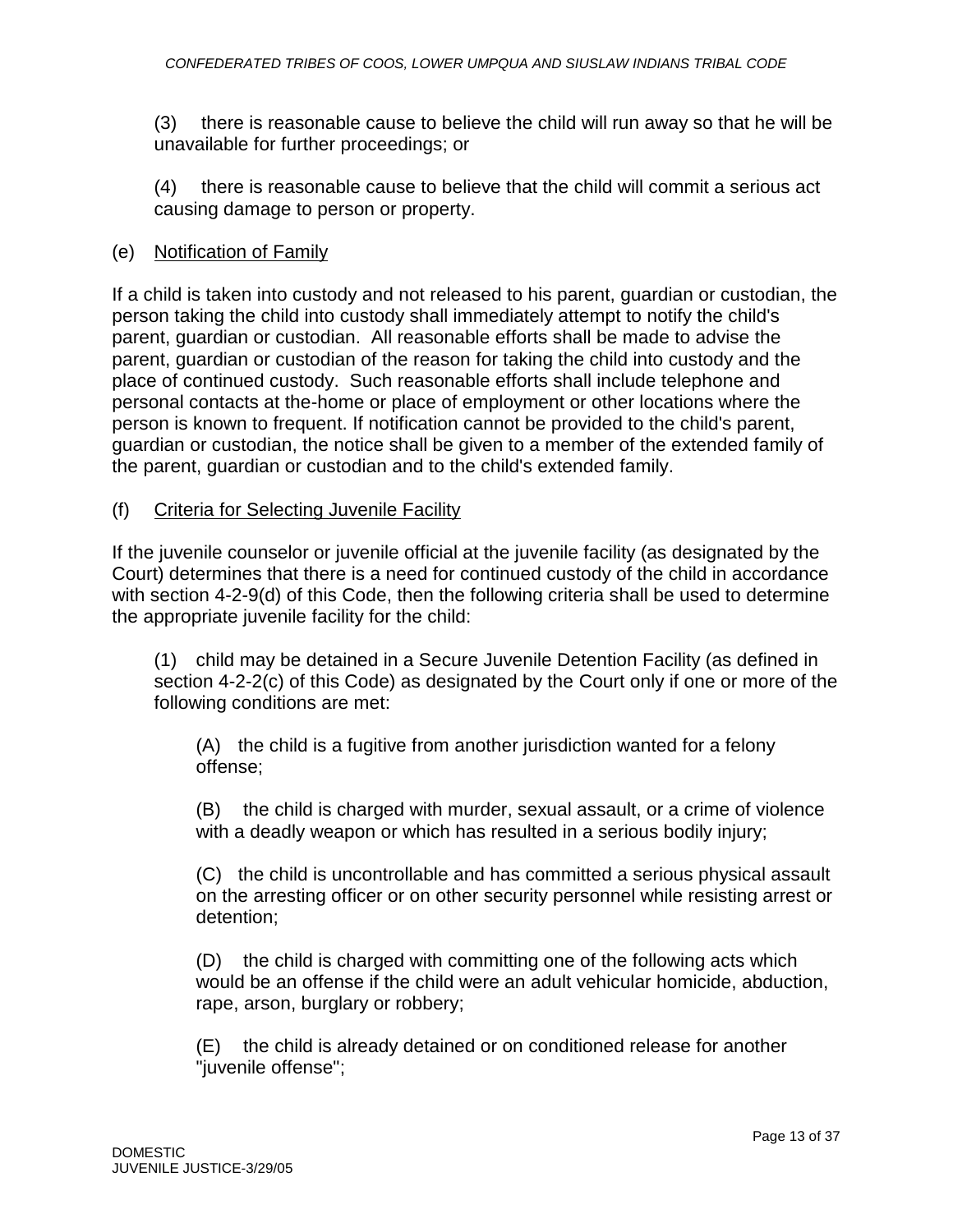(3) there is reasonable cause to believe the child will run away so that he will be unavailable for further proceedings; or

(4) there is reasonable cause to believe that the child will commit a serious act causing damage to person or property.

(e) Notification of Family

If a child is taken into custody and not released to his parent, guardian or custodian, the person taking the child into custody shall immediately attempt to notify the child's parent, guardian or custodian. All reasonable efforts shall be made to advise the parent, guardian or custodian of the reason for taking the child into custody and the place of continued custody. Such reasonable efforts shall include telephone and personal contacts at the-home or place of employment or other locations where the person is known to frequent. If notification cannot be provided to the child's parent, guardian or custodian, the notice shall be given to a member of the extended family of the parent, guardian or custodian and to the child's extended family.

(f) Criteria for Selecting Juvenile Facility

If the juvenile counselor or juvenile official at the juvenile facility (as designated by the Court) determines that there is a need for continued custody of the child in accordance with section 4-2-9(d) of this Code, then the following criteria shall be used to determine the appropriate juvenile facility for the child:

(1) child may be detained in a Secure Juvenile Detention Facility (as defined in section 4-2-2(c) of this Code) as designated by the Court only if one or more of the following conditions are met:

(A) the child is a fugitive from another jurisdiction wanted for a felony offense;

(B) the child is charged with murder, sexual assault, or a crime of violence with a deadly weapon or which has resulted in a serious bodily injury;

(C) the child is uncontrollable and has committed a serious physical assault on the arresting officer or on other security personnel while resisting arrest or detention;

(D) the child is charged with committing one of the following acts which would be an offense if the child were an adult vehicular homicide, abduction, rape, arson, burglary or robbery;

(E) the child is already detained or on conditioned release for another "juvenile offense";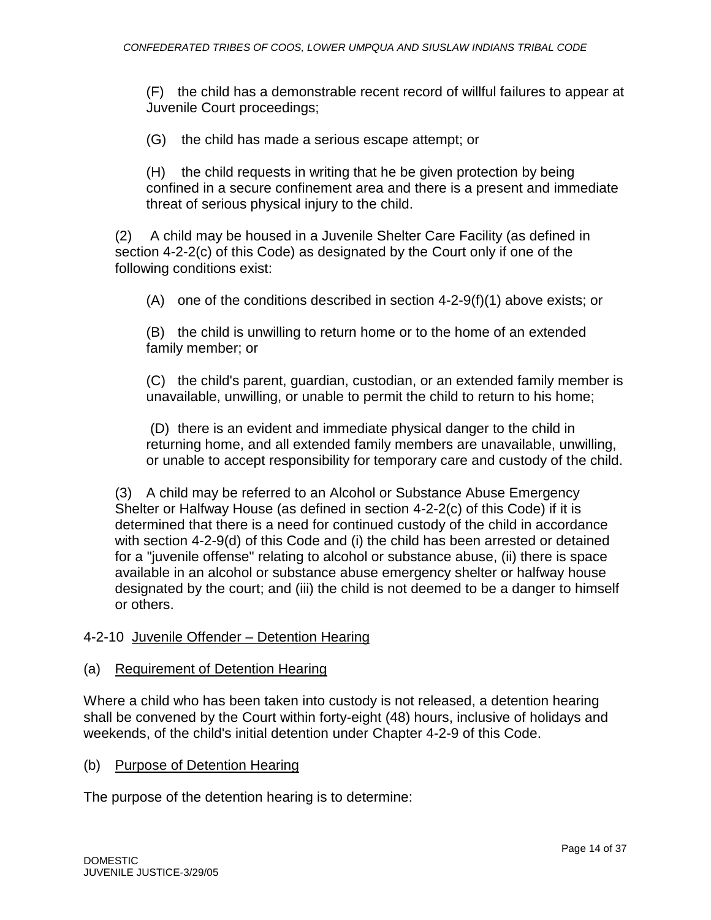(F) the child has a demonstrable recent record of willful failures to appear at Juvenile Court proceedings;

(G) the child has made a serious escape attempt; or

(H) the child requests in writing that he be given protection by being confined in a secure confinement area and there is a present and immediate threat of serious physical injury to the child.

(2) A child may be housed in a Juvenile Shelter Care Facility (as defined in section 4-2-2(c) of this Code) as designated by the Court only if one of the following conditions exist:

(A) one of the conditions described in section 4-2-9(f)(1) above exists; or

(B) the child is unwilling to return home or to the home of an extended family member; or

(C) the child's parent, guardian, custodian, or an extended family member is unavailable, unwilling, or unable to permit the child to return to his home;

(D) there is an evident and immediate physical danger to the child in returning home, and all extended family members are unavailable, unwilling, or unable to accept responsibility for temporary care and custody of the child.

(3) A child may be referred to an Alcohol or Substance Abuse Emergency Shelter or Halfway House (as defined in section 4-2-2(c) of this Code) if it is determined that there is a need for continued custody of the child in accordance with section 4-2-9(d) of this Code and (i) the child has been arrested or detained for a "juvenile offense" relating to alcohol or substance abuse, (ii) there is space available in an alcohol or substance abuse emergency shelter or halfway house designated by the court; and (iii) the child is not deemed to be a danger to himself or others.

4-2-10 <u>Juvenile Offender – Detention Hearing</u>

(a) <u>Requirement of Detention Hearing</u>

Where a child who has been taken into custody is not released, a detention hearing shall be convened by the Court within forty-eight (48) hours, inclusive of holidays and weekends, of the child's initial detention under Chapter 4-2-9 of this Code.

(b) <u>Purpose of Detention Hearing</u>

The purpose of the detention hearing is to determine: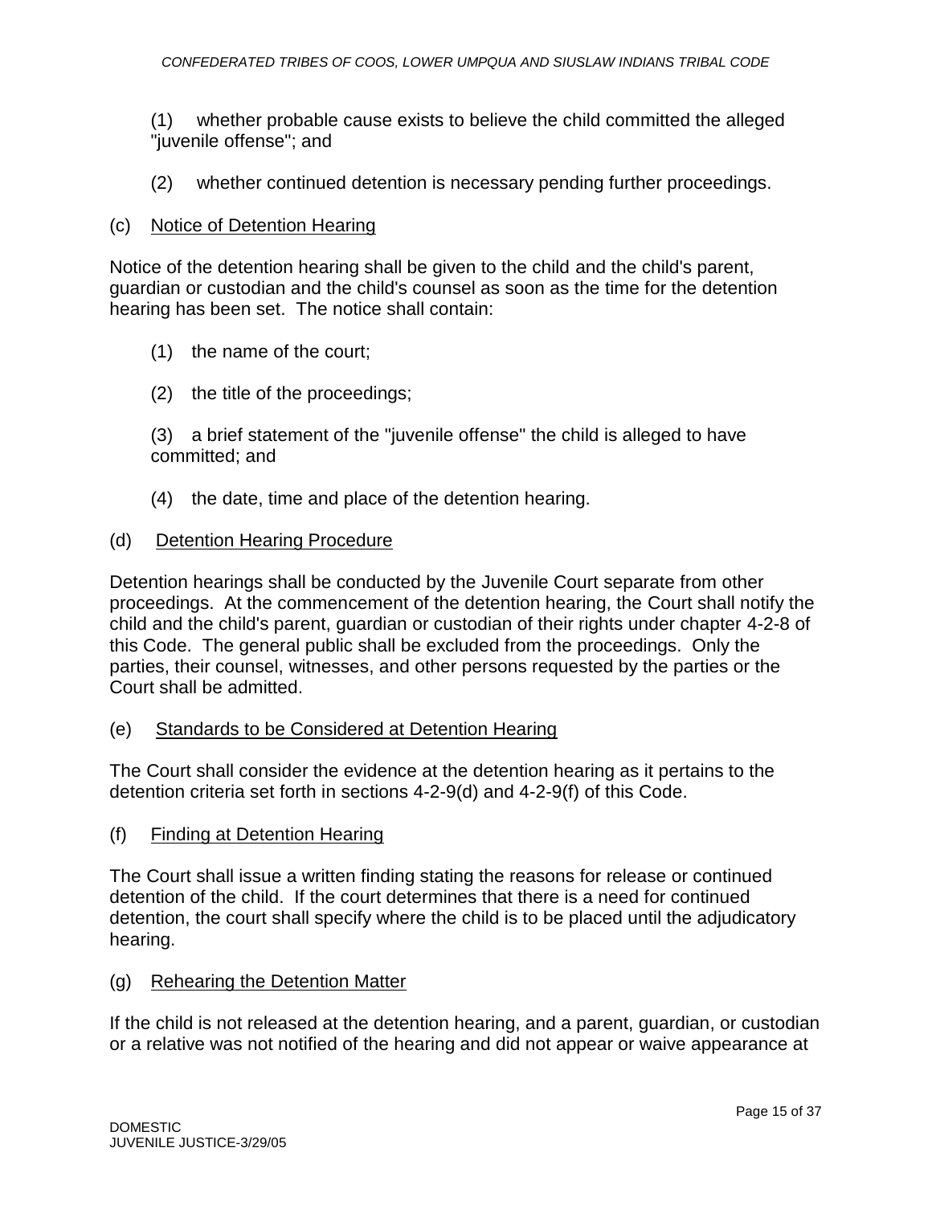(1) whether probable cause exists to believe the child committed the alleged "juvenile offense"; and

(2) whether continued detention is necessary pending further proceedings.

(c) Notice of Detention Hearing

Notice of the detention hearing shall be given to the child and the child's parent, guardian or custodian and the child's counsel as soon as the time for the detention hearing has been set. The notice shall contain:

(1) the name of the court;

(2) the title of the proceedings;

(3) a brief statement of the "juvenile offense" the child is alleged to have committed; and

(4) the date, time and place of the detention hearing.

(d) Detention Hearing Procedure

Detention hearings shall be conducted by the Juvenile Court separate from other proceedings. At the commencement of the detention hearing, the Court shall notify the child and the child's parent, guardian or custodian of their rights under chapter 4-2-8 of this Code. The general public shall be excluded from the proceedings. Only the parties, their counsel, witnesses, and other persons requested by the parties or the Court shall be admitted.

(e) Standards to be Considered at Detention Hearing

The Court shall consider the evidence at the detention hearing as it pertains to the detention criteria set forth in sections 4-2-9(d) and 4-2-9(f) of this Code.

(f) Finding at Detention Hearing

The Court shall issue a written finding stating the reasons for release or continued detention of the child. If the court determines that there is a need for continued detention, the court shall specify where the child is to be placed until the adjudicatory hearing.

(g) Rehearing the Detention Matter

If the child is not released at the detention hearing, and a parent, guardian, or custodian or a relative was not notified of the hearing and did not appear or waive appearance at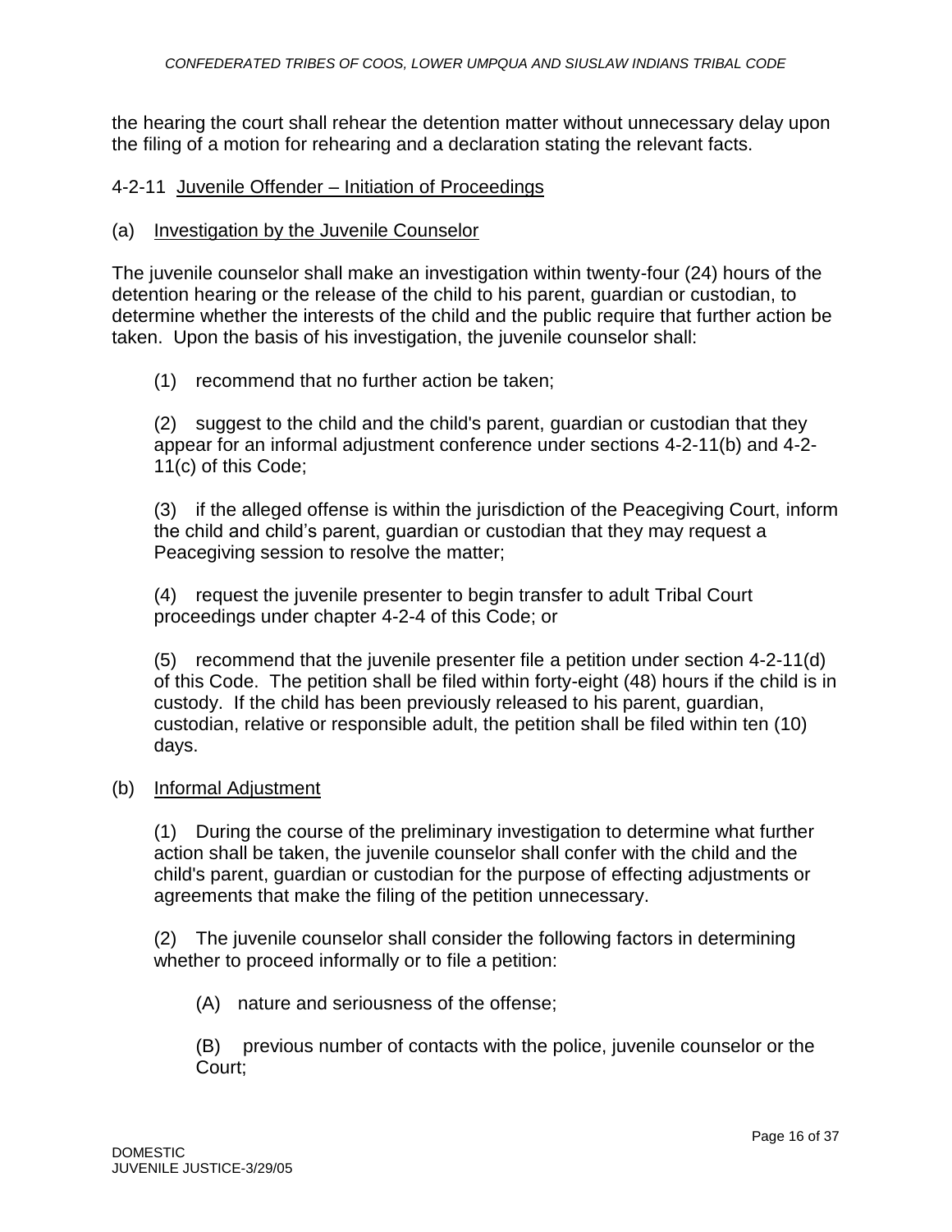the hearing the court shall rehear the detention matter without unnecessary delay upon the filing of a motion for rehearing and a declaration stating the relevant facts.

### 4-2-11 Juvenile Offender – Initiation of Proceedings

(a) Investigation by the Juvenile Counselor

The juvenile counselor shall make an investigation within twenty-four (24) hours of the detention hearing or the release of the child to his parent, guardian or custodian, to determine whether the interests of the child and the public require that further action be taken. Upon the basis of his investigation, the juvenile counselor shall:

(1) recommend that no further action be taken;

(2) suggest to the child and the child's parent, guardian or custodian that they appear for an informal adjustment conference under sections 4-2-11(b) and 4-2-11(c) of this Code;

(3) if the alleged offense is within the jurisdiction of the Peacegiving Court, inform the child and child's parent, guardian or custodian that they may request a Peacegiving session to resolve the matter;

(4) request the juvenile presenter to begin transfer to adult Tribal Court proceedings under chapter 4-2-4 of this Code; or

(5) recommend that the juvenile presenter file a petition under section 4-2-11(d) of this Code. The petition shall be filed within forty-eight (48) hours if the child is in custody. If the child has been previously released to his parent, guardian, custodian, relative or responsible adult, the petition shall be filed within ten (10) days.

(b) Informal Adjustment

(1) During the course of the preliminary investigation to determine what further action shall be taken, the juvenile counselor shall confer with the child and the child's parent, guardian or custodian for the purpose of effecting adjustments or agreements that make the filing of the petition unnecessary.

(2) The juvenile counselor shall consider the following factors in determining whether to proceed informally or to file a petition:

(A) nature and seriousness of the offense;

(B) previous number of contacts with the police, juvenile counselor or the Court;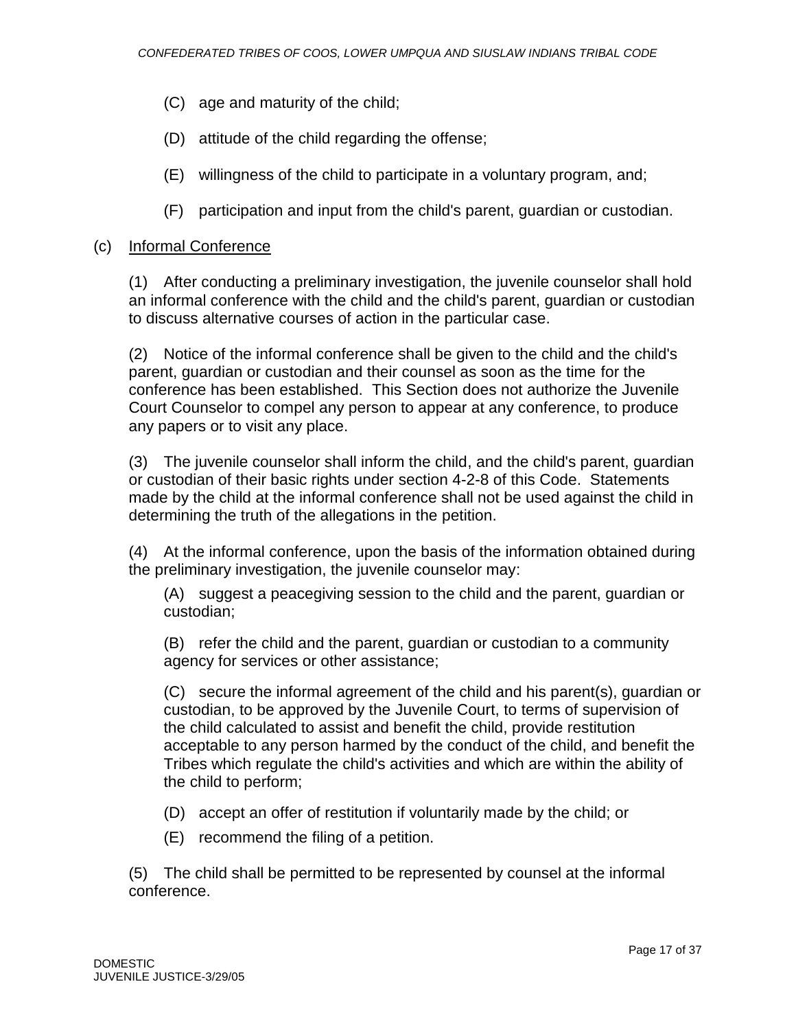(C) age and maturity of the child;

(D) attitude of the child regarding the offense;

(E) willingness of the child to participate in a voluntary program, and;

(F) participation and input from the child's parent, guardian or custodian.

(c) <u>Informal Conference</u>

(1) After conducting a preliminary investigation, the juvenile counselor shall hold an informal conference with the child and the child's parent, guardian or custodian to discuss alternative courses of action in the particular case.

(2) Notice of the informal conference shall be given to the child and the child's parent, guardian or custodian and their counsel as soon as the time for the conference has been established. This Section does not authorize the Juvenile Court Counselor to compel any person to appear at any conference, to produce any papers or to visit any place.

(3) The juvenile counselor shall inform the child, and the child's parent, guardian or custodian of their basic rights under section 4-2-8 of this Code. Statements made by the child at the informal conference shall not be used against the child in determining the truth of the allegations in the petition.

(4) At the informal conference, upon the basis of the information obtained during the preliminary investigation, the juvenile counselor may:

(A) suggest a peacegiving session to the child and the parent, guardian or custodian;

(B) refer the child and the parent, guardian or custodian to a community agency for services or other assistance;

(C) secure the informal agreement of the child and his parent(s), guardian or custodian, to be approved by the Juvenile Court, to terms of supervision of the child calculated to assist and benefit the child, provide restitution acceptable to any person harmed by the conduct of the child, and benefit the Tribes which regulate the child's activities and which are within the ability of the child to perform;

(D) accept an offer of restitution if voluntarily made by the child; or

(E) recommend the filing of a petition.

(5) The child shall be permitted to be represented by counsel at the informal conference.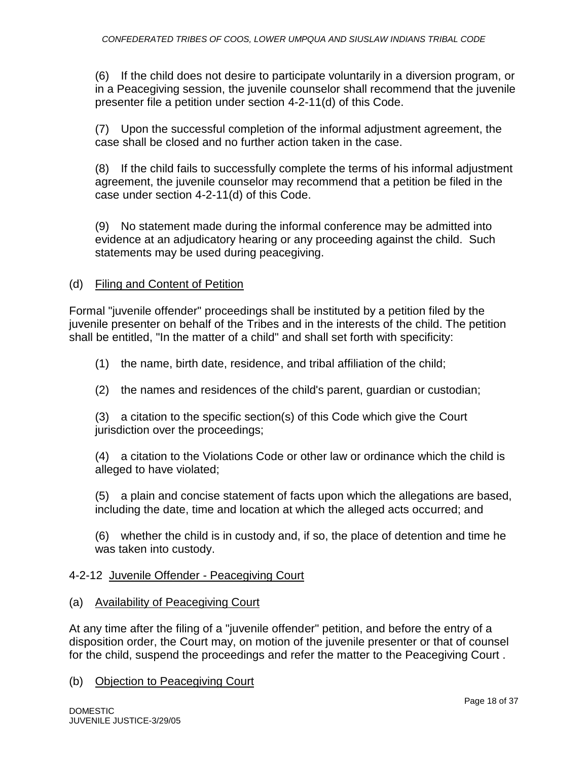(6) If the child does not desire to participate voluntarily in a diversion program, or in a Peacegiving session, the juvenile counselor shall recommend that the juvenile presenter file a petition under section 4-2-11(d) of this Code.

(7) Upon the successful completion of the informal adjustment agreement, the case shall be closed and no further action taken in the case.

(8) If the child fails to successfully complete the terms of his informal adjustment agreement, the juvenile counselor may recommend that a petition be filed in the case under section 4-2-11(d) of this Code.

(9) No statement made during the informal conference may be admitted into evidence at an adjudicatory hearing or any proceeding against the child. Such statements may be used during peacegiving.

(d) Filing and Content of Petition

Formal "juvenile offender" proceedings shall be instituted by a petition filed by the juvenile presenter on behalf of the Tribes and in the interests of the child. The petition shall be entitled, "In the matter of a child" and shall set forth with specificity:

(1) the name, birth date, residence, and tribal affiliation of the child;

(2) the names and residences of the child's parent, guardian or custodian;

(3) a citation to the specific section(s) of this Code which give the Court jurisdiction over the proceedings;

(4) a citation to the Violations Code or other law or ordinance which the child is alleged to have violated;

(5) a plain and concise statement of facts upon which the allegations are based, including the date, time and location at which the alleged acts occurred; and

(6) whether the child is in custody and, if so, the place of detention and time he was taken into custody.

## 4-2-12 Juvenile Offender - Peacegiving Court

(a) Availability of Peacegiving Court

At any time after the filing of a "juvenile offender" petition, and before the entry of a disposition order, the Court may, on motion of the juvenile presenter or that of counsel for the child, suspend the proceedings and refer the matter to the Peacegiving Court .

(b) Objection to Peacegiving Court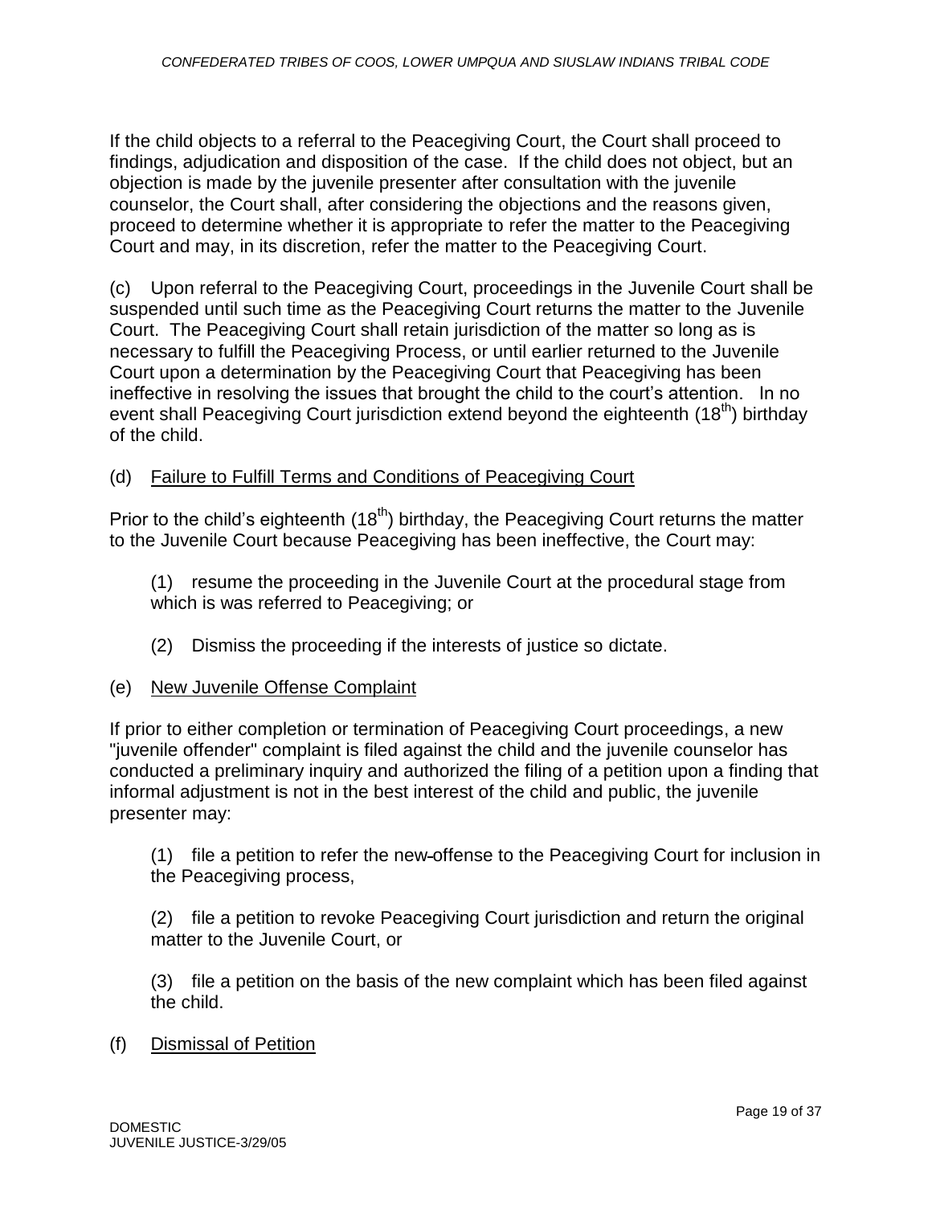If the child objects to a referral to the Peacegiving Court, the Court shall proceed to findings, adjudication and disposition of the case. If the child does not object, but an objection is made by the juvenile presenter after consultation with the juvenile counselor, the Court shall, after considering the objections and the reasons given, proceed to determine whether it is appropriate to refer the matter to the Peacegiving Court and may, in its discretion, refer the matter to the Peacegiving Court.

(c) Upon referral to the Peacegiving Court, proceedings in the Juvenile Court shall be suspended until such time as the Peacegiving Court returns the matter to the Juvenile Court. The Peacegiving Court shall retain jurisdiction of the matter so long as is necessary to fulfill the Peacegiving Process, or until earlier returned to the Juvenile Court upon a determination by the Peacegiving Court that Peacegiving has been ineffective in resolving the issues that brought the child to the court's attention. In no event shall Peacegiving Court jurisdiction extend beyond the eighteenth (18th) birthday of the child.

(d) Failure to Fulfill Terms and Conditions of Peacegiving Court

Prior to the child's eighteenth (18th) birthday, the Peacegiving Court returns the matter to the Juvenile Court because Peacegiving has been ineffective, the Court may:

(1) resume the proceeding in the Juvenile Court at the procedural stage from which is was referred to Peacegiving; or

(2) Dismiss the proceeding if the interests of justice so dictate.

(e) New Juvenile Offense Complaint

If prior to either completion or termination of Peacegiving Court proceedings, a new "juvenile offender" complaint is filed against the child and the juvenile counselor has conducted a preliminary inquiry and authorized the filing of a petition upon a finding that informal adjustment is not in the best interest of the child and public, the juvenile presenter may:

(1) file a petition to refer the new offense to the Peacegiving Court for inclusion in the Peacegiving process,

(2) file a petition to revoke Peacegiving Court jurisdiction and return the original matter to the Juvenile Court, or

(3) file a petition on the basis of the new complaint which has been filed against the child.

(f) Dismissal of Petition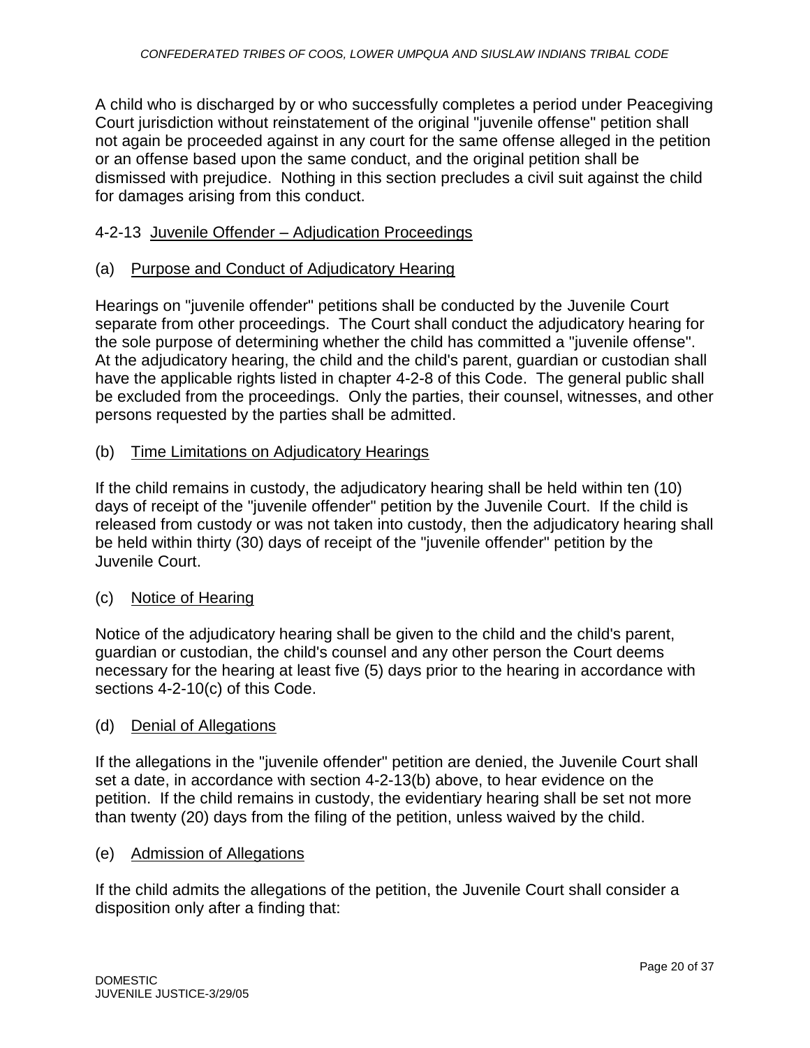A child who is discharged by or who successfully completes a period under Peacegiving Court jurisdiction without reinstatement of the original "juvenile offense" petition shall not again be proceeded against in any court for the same offense alleged in the petition or an offense based upon the same conduct, and the original petition shall be dismissed with prejudice. Nothing in this section precludes a civil suit against the child for damages arising from this conduct.

## 4-2-13 Juvenile Offender – Adjudication Proceedings

### (a) Purpose and Conduct of Adjudicatory Hearing

Hearings on "juvenile offender" petitions shall be conducted by the Juvenile Court separate from other proceedings. The Court shall conduct the adjudicatory hearing for the sole purpose of determining whether the child has committed a "juvenile offense". At the adjudicatory hearing, the child and the child's parent, guardian or custodian shall have the applicable rights listed in chapter 4-2-8 of this Code. The general public shall be excluded from the proceedings. Only the parties, their counsel, witnesses, and other persons requested by the parties shall be admitted.

### (b) Time Limitations on Adjudicatory Hearings

If the child remains in custody, the adjudicatory hearing shall be held within ten (10) days of receipt of the "juvenile offender" petition by the Juvenile Court. If the child is released from custody or was not taken into custody, then the adjudicatory hearing shall be held within thirty (30) days of receipt of the "juvenile offender" petition by the Juvenile Court.

### (c) Notice of Hearing

Notice of the adjudicatory hearing shall be given to the child and the child's parent, guardian or custodian, the child's counsel and any other person the Court deems necessary for the hearing at least five (5) days prior to the hearing in accordance with sections 4-2-10(c) of this Code.

### (d) Denial of Allegations

If the allegations in the "juvenile offender" petition are denied, the Juvenile Court shall set a date, in accordance with section 4-2-13(b) above, to hear evidence on the petition. If the child remains in custody, the evidentiary hearing shall be set not more than twenty (20) days from the filing of the petition, unless waived by the child.

### (e) Admission of Allegations

If the child admits the allegations of the petition, the Juvenile Court shall consider a disposition only after a finding that: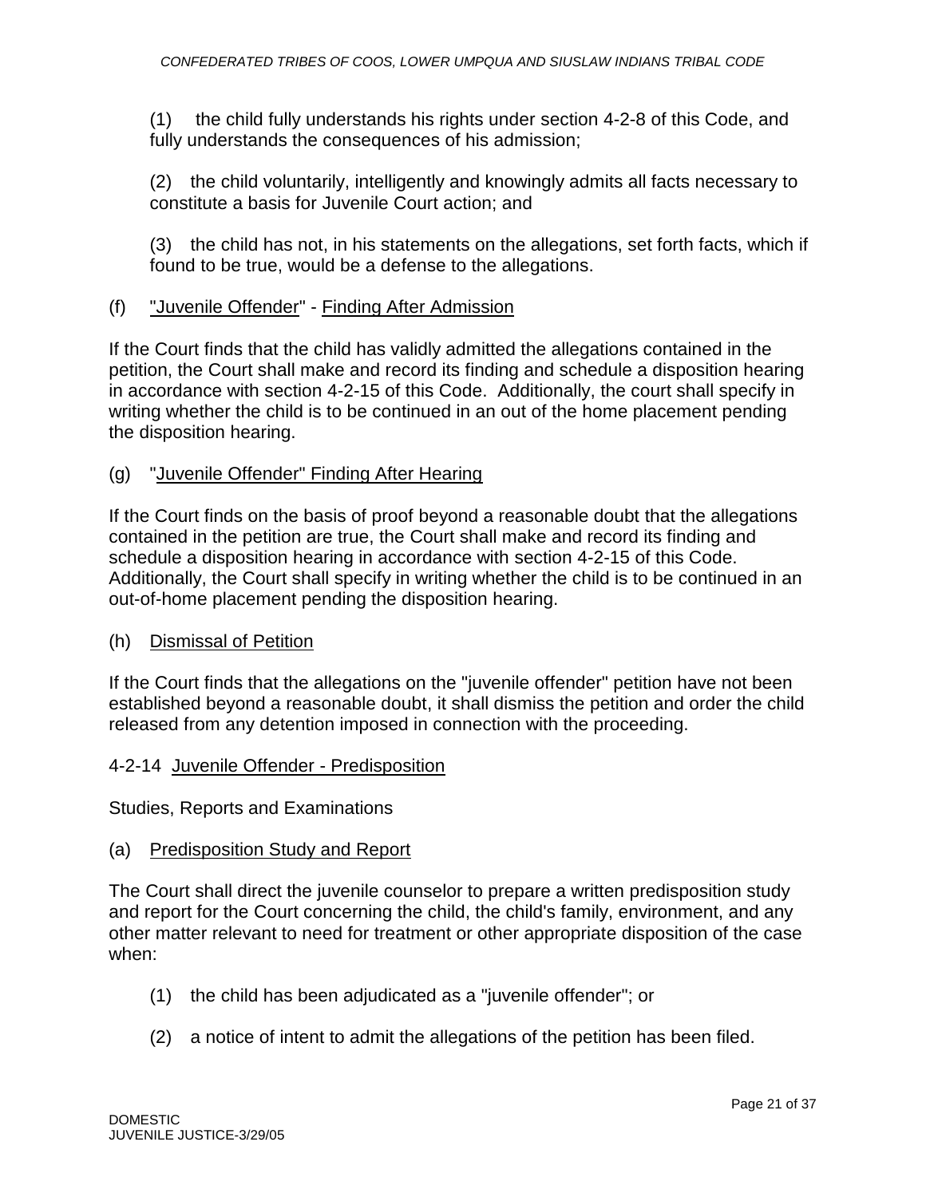(1) the child fully understands his rights under section 4-2-8 of this Code, and fully understands the consequences of his admission;

(2) the child voluntarily, intelligently and knowingly admits all facts necessary to constitute a basis for Juvenile Court action; and

(3) the child has not, in his statements on the allegations, set forth facts, which if found to be true, would be a defense to the allegations.

(f) "Juvenile Offender" - Finding After Admission

If the Court finds that the child has validly admitted the allegations contained in the petition, the Court shall make and record its finding and schedule a disposition hearing in accordance with section 4-2-15 of this Code. Additionally, the court shall specify in writing whether the child is to be continued in an out of the home placement pending the disposition hearing.

(g) "Juvenile Offender" Finding After Hearing

If the Court finds on the basis of proof beyond a reasonable doubt that the allegations contained in the petition are true, the Court shall make and record its finding and schedule a disposition hearing in accordance with section 4-2-15 of this Code. Additionally, the Court shall specify in writing whether the child is to be continued in an out-of-home placement pending the disposition hearing.

(h) Dismissal of Petition

If the Court finds that the allegations on the "juvenile offender" petition have not been established beyond a reasonable doubt, it shall dismiss the petition and order the child released from any detention imposed in connection with the proceeding.

4-2-14 Juvenile Offender - Predisposition

Studies, Reports and Examinations

(a) Predisposition Study and Report

The Court shall direct the juvenile counselor to prepare a written predisposition study and report for the Court concerning the child, the child's family, environment, and any other matter relevant to need for treatment or other appropriate disposition of the case when:

(1) the child has been adjudicated as a "juvenile offender"; or

(2) a notice of intent to admit the allegations of the petition has been filed.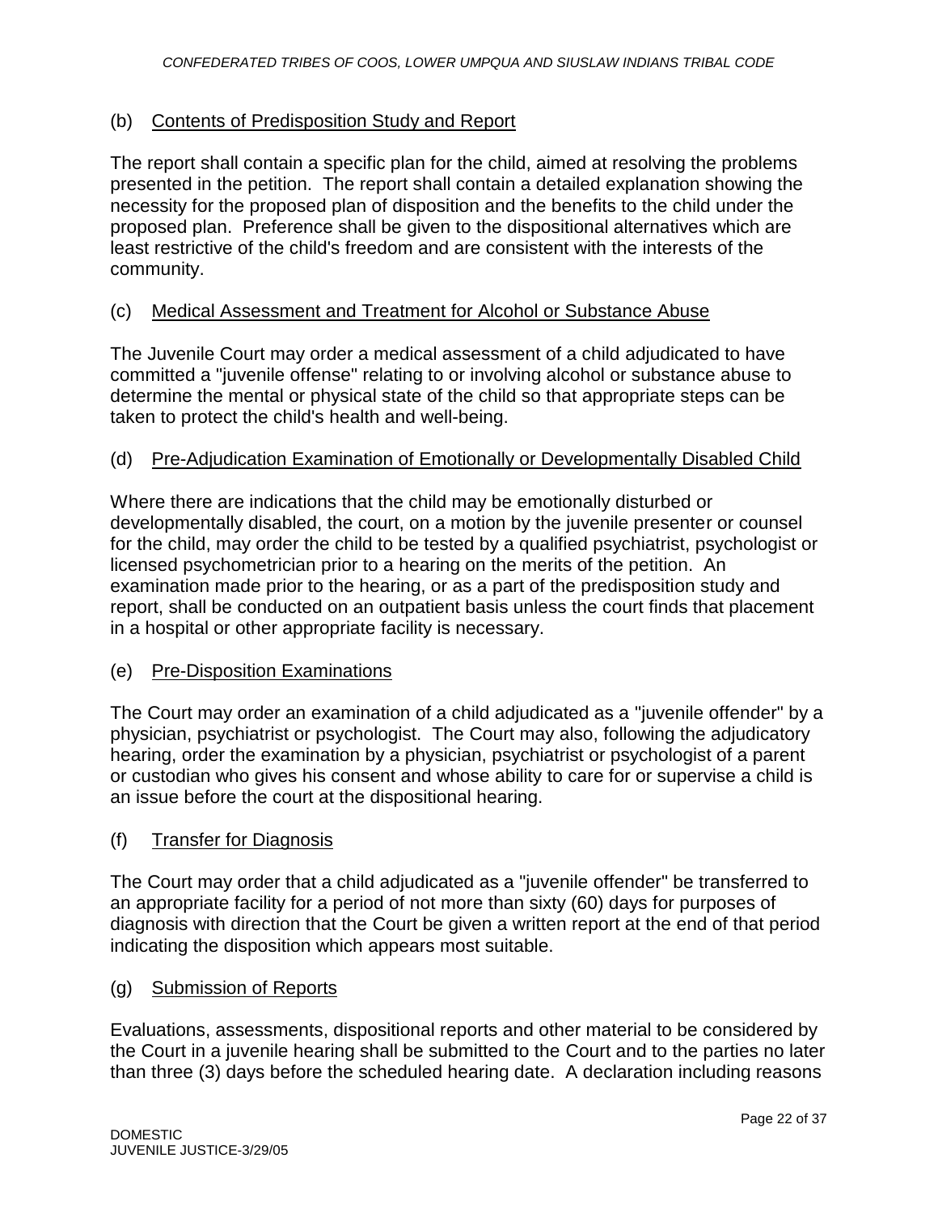(b) <u>Contents of Predisposition Study and Report</u>

The report shall contain a specific plan for the child, aimed at resolving the problems presented in the petition. The report shall contain a detailed explanation showing the necessity for the proposed plan of disposition and the benefits to the child under the proposed plan. Preference shall be given to the dispositional alternatives which are least restrictive of the child's freedom and are consistent with the interests of the community.

(c) <u>Medical Assessment and Treatment for Alcohol or Substance Abuse</u>

The Juvenile Court may order a medical assessment of a child adjudicated to have committed a "juvenile offense" relating to or involving alcohol or substance abuse to determine the mental or physical state of the child so that appropriate steps can be taken to protect the child's health and well-being.

(d) <u>Pre-Adjudication Examination of Emotionally or Developmentally Disabled Child</u>

Where there are indications that the child may be emotionally disturbed or developmentally disabled, the court, on a motion by the juvenile presenter or counsel for the child, may order the child to be tested by a qualified psychiatrist, psychologist or licensed psychometrician prior to a hearing on the merits of the petition. An examination made prior to the hearing, or as a part of the predisposition study and report, shall be conducted on an outpatient basis unless the court finds that placement in a hospital or other appropriate facility is necessary.

(e) <u>Pre-Disposition Examinations</u>

The Court may order an examination of a child adjudicated as a "juvenile offender" by a physician, psychiatrist or psychologist. The Court may also, following the adjudicatory hearing, order the examination by a physician, psychiatrist or psychologist of a parent or custodian who gives his consent and whose ability to care for or supervise a child is an issue before the court at the dispositional hearing.

(f) <u>Transfer for Diagnosis</u>

The Court may order that a child adjudicated as a "juvenile offender" be transferred to an appropriate facility for a period of not more than sixty (60) days for purposes of diagnosis with direction that the Court be given a written report at the end of that period indicating the disposition which appears most suitable.

(g) <u>Submission of Reports</u>

Evaluations, assessments, dispositional reports and other material to be considered by the Court in a juvenile hearing shall be submitted to the Court and to the parties no later than three (3) days before the scheduled hearing date. A declaration including reasons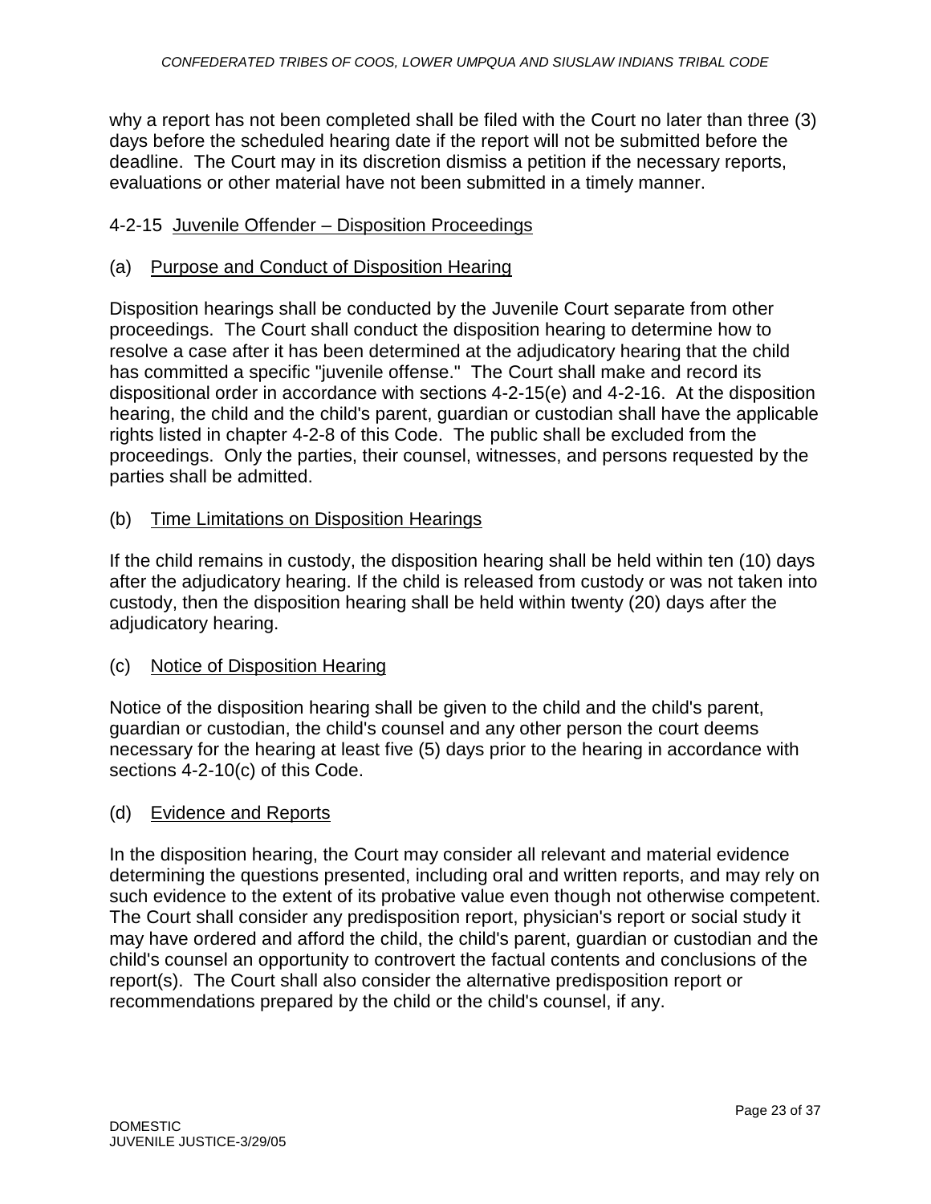why a report has not been completed shall be filed with the Court no later than three (3) days before the scheduled hearing date if the report will not be submitted before the deadline. The Court may in its discretion dismiss a petition if the necessary reports, evaluations or other material have not been submitted in a timely manner.

## 4-2-15 Juvenile Offender – Disposition Proceedings

### (a) Purpose and Conduct of Disposition Hearing

Disposition hearings shall be conducted by the Juvenile Court separate from other proceedings. The Court shall conduct the disposition hearing to determine how to resolve a case after it has been determined at the adjudicatory hearing that the child has committed a specific "juvenile offense." The Court shall make and record its dispositional order in accordance with sections 4-2-15(e) and 4-2-16. At the disposition hearing, the child and the child's parent, guardian or custodian shall have the applicable rights listed in chapter 4-2-8 of this Code. The public shall be excluded from the proceedings. Only the parties, their counsel, witnesses, and persons requested by the parties shall be admitted.

### (b) Time Limitations on Disposition Hearings

If the child remains in custody, the disposition hearing shall be held within ten (10) days after the adjudicatory hearing. If the child is released from custody or was not taken into custody, then the disposition hearing shall be held within twenty (20) days after the adjudicatory hearing.

### (c) Notice of Disposition Hearing

Notice of the disposition hearing shall be given to the child and the child's parent, guardian or custodian, the child's counsel and any other person the court deems necessary for the hearing at least five (5) days prior to the hearing in accordance with sections 4-2-10(c) of this Code.

### (d) Evidence and Reports

In the disposition hearing, the Court may consider all relevant and material evidence determining the questions presented, including oral and written reports, and may rely on such evidence to the extent of its probative value even though not otherwise competent. The Court shall consider any predisposition report, physician's report or social study it may have ordered and afford the child, the child's parent, guardian or custodian and the child's counsel an opportunity to controvert the factual contents and conclusions of the report(s). The Court shall also consider the alternative predisposition report or recommendations prepared by the child or the child's counsel, if any.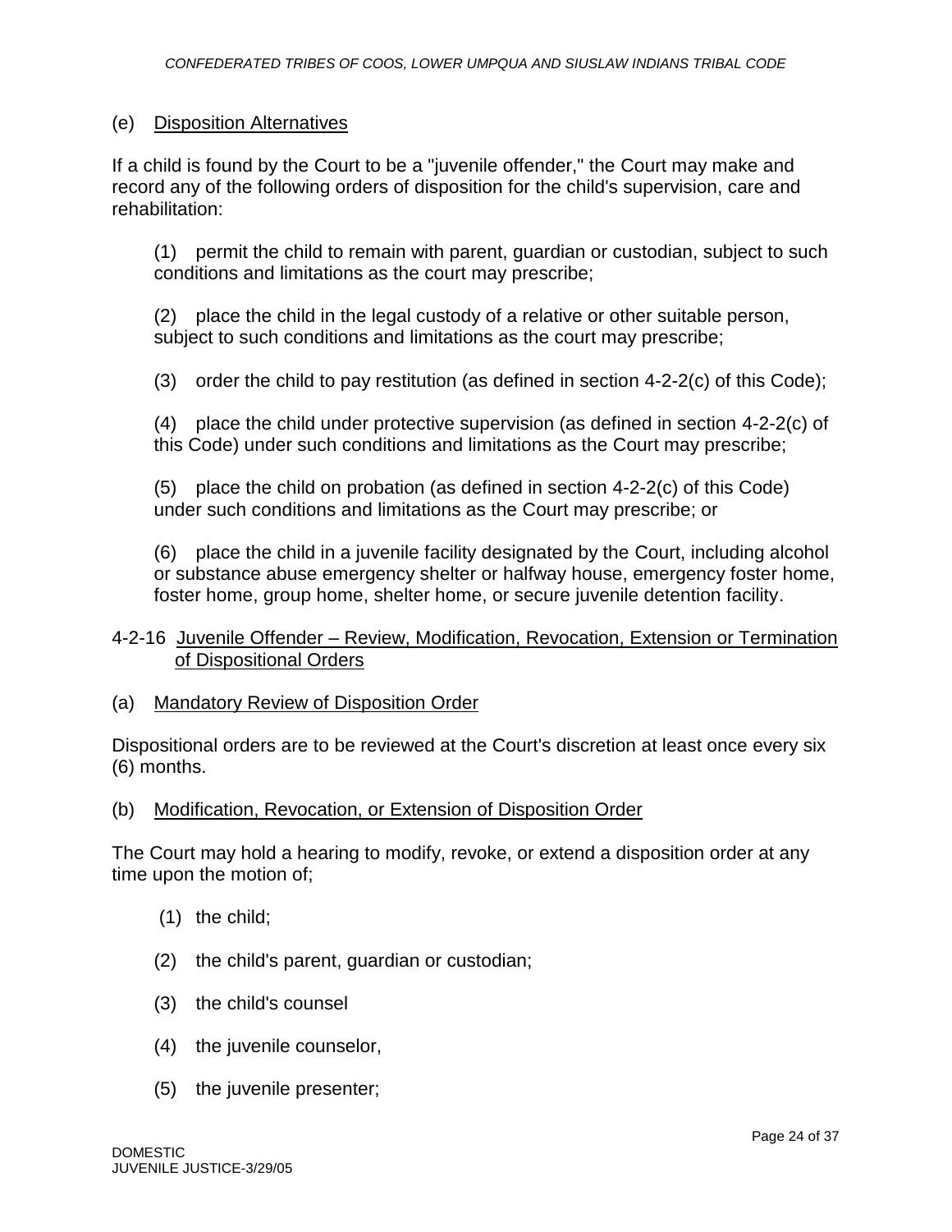(e) Disposition Alternatives

If a child is found by the Court to be a "juvenile offender," the Court may make and record any of the following orders of disposition for the child's supervision, care and rehabilitation:

(1) permit the child to remain with parent, guardian or custodian, subject to such conditions and limitations as the court may prescribe;

(2) place the child in the legal custody of a relative or other suitable person, subject to such conditions and limitations as the court may prescribe;

(3) order the child to pay restitution (as defined in section 4-2-2(c) of this Code);

(4) place the child under protective supervision (as defined in section 4-2-2(c) of this Code) under such conditions and limitations as the Court may prescribe;

(5) place the child on probation (as defined in section 4-2-2(c) of this Code) under such conditions and limitations as the Court may prescribe; or

(6) place the child in a juvenile facility designated by the Court, including alcohol or substance abuse emergency shelter or halfway house, emergency foster home, foster home, group home, shelter home, or secure juvenile detention facility.

## 4-2-16 Juvenile Offender – Review, Modification, Revocation, Extension or Termination of Dispositional Orders

(a) Mandatory Review of Disposition Order

Dispositional orders are to be reviewed at the Court's discretion at least once every six (6) months.

(b) Modification, Revocation, or Extension of Disposition Order

The Court may hold a hearing to modify, revoke, or extend a disposition order at any time upon the motion of;

(1) the child;

(2) the child's parent, guardian or custodian;

(3) the child's counsel

(4) the juvenile counselor,

(5) the juvenile presenter;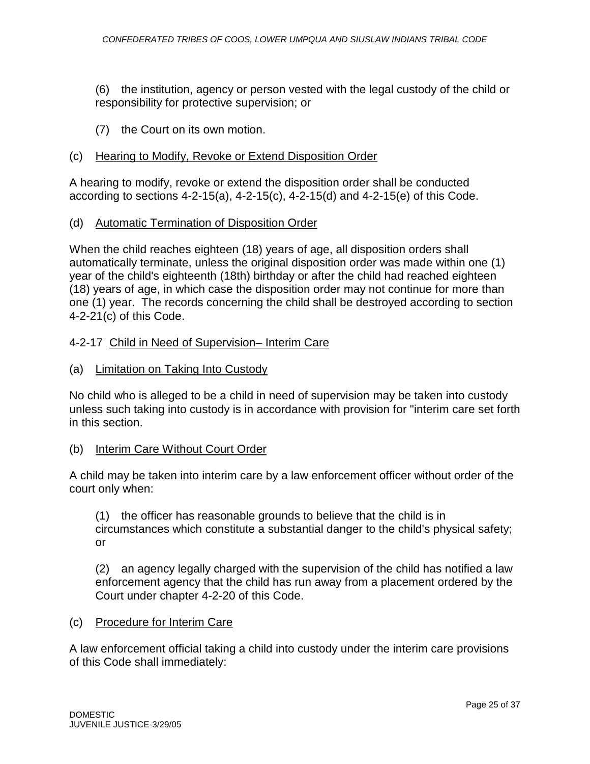(6) the institution, agency or person vested with the legal custody of the child or responsibility for protective supervision; or

(7) the Court on its own motion.

(c) Hearing to Modify, Revoke or Extend Disposition Order

A hearing to modify, revoke or extend the disposition order shall be conducted according to sections 4-2-15(a), 4-2-15(c), 4-2-15(d) and 4-2-15(e) of this Code.

(d) Automatic Termination of Disposition Order

When the child reaches eighteen (18) years of age, all disposition orders shall automatically terminate, unless the original disposition order was made within one (1) year of the child's eighteenth (18th) birthday or after the child had reached eighteen (18) years of age, in which case the disposition order may not continue for more than one (1) year. The records concerning the child shall be destroyed according to section 4-2-21(c) of this Code.

4-2-17 Child in Need of Supervision– Interim Care

(a) Limitation on Taking Into Custody

No child who is alleged to be a child in need of supervision may be taken into custody unless such taking into custody is in accordance with provision for "interim care set forth in this section.

(b) Interim Care Without Court Order

A child may be taken into interim care by a law enforcement officer without order of the court only when:

(1) the officer has reasonable grounds to believe that the child is in circumstances which constitute a substantial danger to the child's physical safety; or

(2) an agency legally charged with the supervision of the child has notified a law enforcement agency that the child has run away from a placement ordered by the Court under chapter 4-2-20 of this Code.

(c) Procedure for Interim Care

A law enforcement official taking a child into custody under the interim care provisions of this Code shall immediately: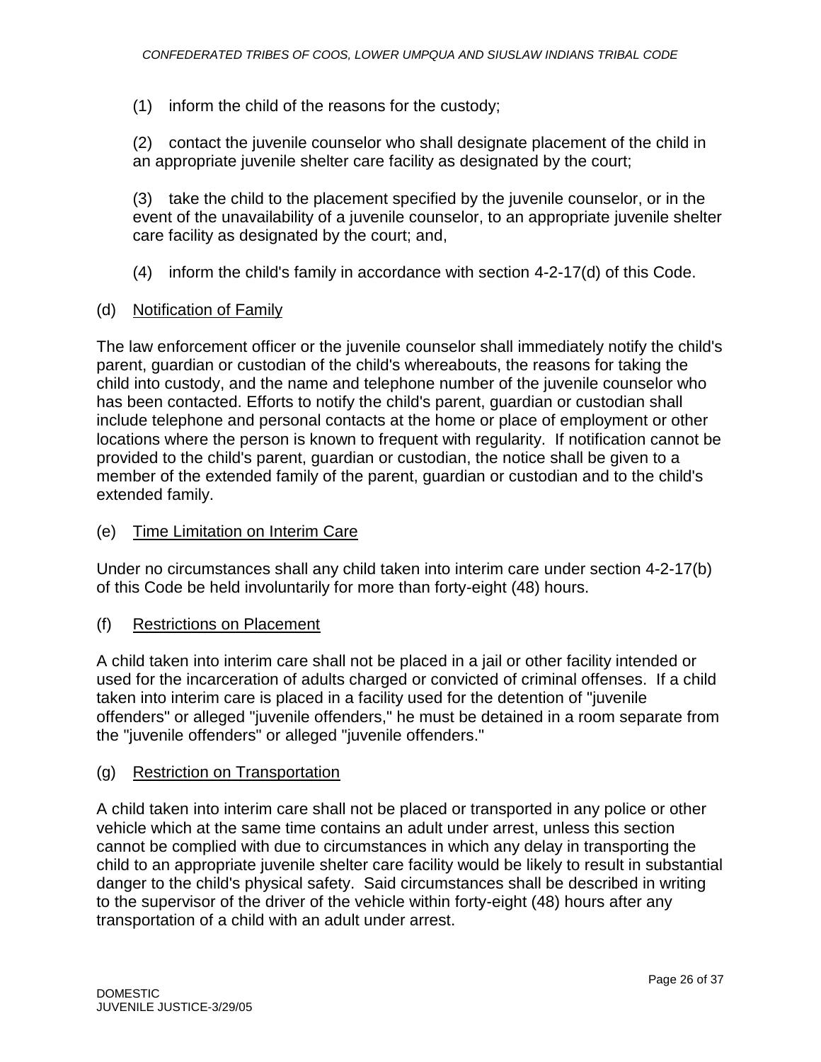(1) inform the child of the reasons for the custody;

(2) contact the juvenile counselor who shall designate placement of the child in an appropriate juvenile shelter care facility as designated by the court;

(3) take the child to the placement specified by the juvenile counselor, or in the event of the unavailability of a juvenile counselor, to an appropriate juvenile shelter care facility as designated by the court; and,

(4) inform the child's family in accordance with section 4-2-17(d) of this Code.

(d) Notification of Family

The law enforcement officer or the juvenile counselor shall immediately notify the child's parent, guardian or custodian of the child's whereabouts, the reasons for taking the child into custody, and the name and telephone number of the juvenile counselor who has been contacted. Efforts to notify the child's parent, guardian or custodian shall include telephone and personal contacts at the home or place of employment or other locations where the person is known to frequent with regularity. If notification cannot be provided to the child's parent, guardian or custodian, the notice shall be given to a member of the extended family of the parent, guardian or custodian and to the child's extended family.

(e) Time Limitation on Interim Care

Under no circumstances shall any child taken into interim care under section 4-2-17(b) of this Code be held involuntarily for more than forty-eight (48) hours.

(f) Restrictions on Placement

A child taken into interim care shall not be placed in a jail or other facility intended or used for the incarceration of adults charged or convicted of criminal offenses. If a child taken into interim care is placed in a facility used for the detention of "juvenile offenders" or alleged "juvenile offenders," he must be detained in a room separate from the "juvenile offenders" or alleged "juvenile offenders."

(g) Restriction on Transportation

A child taken into interim care shall not be placed or transported in any police or other vehicle which at the same time contains an adult under arrest, unless this section cannot be complied with due to circumstances in which any delay in transporting the child to an appropriate juvenile shelter care facility would be likely to result in substantial danger to the child's physical safety. Said circumstances shall be described in writing to the supervisor of the driver of the vehicle within forty-eight (48) hours after any transportation of a child with an adult under arrest.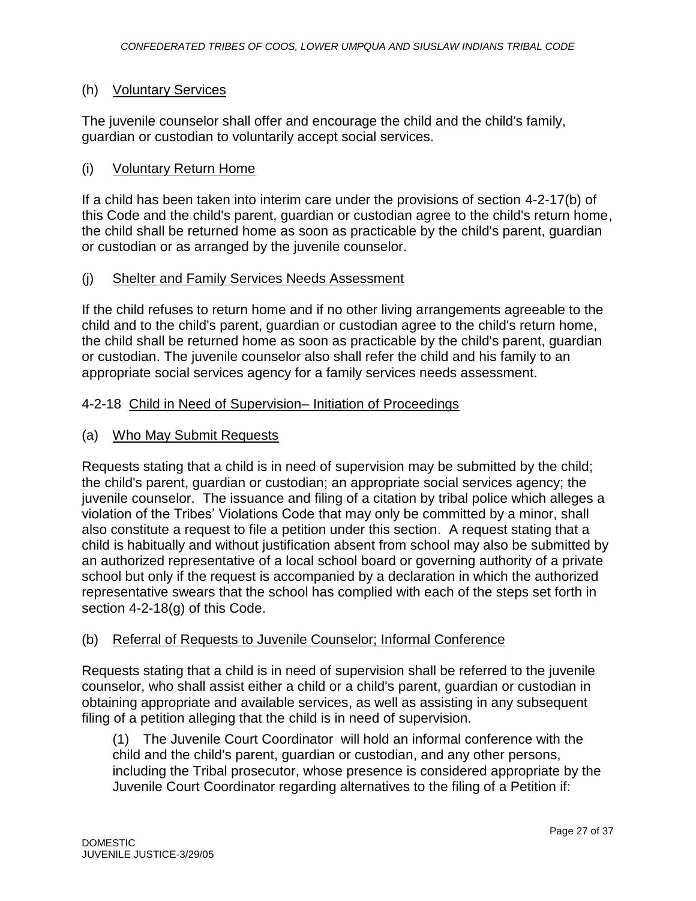(h) Voluntary Services

The juvenile counselor shall offer and encourage the child and the child's family, guardian or custodian to voluntarily accept social services.

(i) Voluntary Return Home

If a child has been taken into interim care under the provisions of section 4-2-17(b) of this Code and the child's parent, guardian or custodian agree to the child's return home, the child shall be returned home as soon as practicable by the child's parent, guardian or custodian or as arranged by the juvenile counselor.

(j) Shelter and Family Services Needs Assessment

If the child refuses to return home and if no other living arrangements agreeable to the child and to the child's parent, guardian or custodian agree to the child's return home, the child shall be returned home as soon as practicable by the child's parent, guardian or custodian. The juvenile counselor also shall refer the child and his family to an appropriate social services agency for a family services needs assessment.

4-2-18 Child in Need of Supervision– Initiation of Proceedings

(a) Who May Submit Requests

Requests stating that a child is in need of supervision may be submitted by the child; the child's parent, guardian or custodian; an appropriate social services agency; the juvenile counselor. The issuance and filing of a citation by tribal police which alleges a violation of the Tribes' Violations Code that may only be committed by a minor, shall also constitute a request to file a petition under this section. A request stating that a child is habitually and without justification absent from school may also be submitted by an authorized representative of a local school board or governing authority of a private school but only if the request is accompanied by a declaration in which the authorized representative swears that the school has complied with each of the steps set forth in section 4-2-18(g) of this Code.

(b) Referral of Requests to Juvenile Counselor; Informal Conference

Requests stating that a child is in need of supervision shall be referred to the juvenile counselor, who shall assist either a child or a child's parent, guardian or custodian in obtaining appropriate and available services, as well as assisting in any subsequent filing of a petition alleging that the child is in need of supervision.

(1) The Juvenile Court Coordinator will hold an informal conference with the child and the child's parent, guardian or custodian, and any other persons, including the Tribal prosecutor, whose presence is considered appropriate by the Juvenile Court Coordinator regarding alternatives to the filing of a Petition if: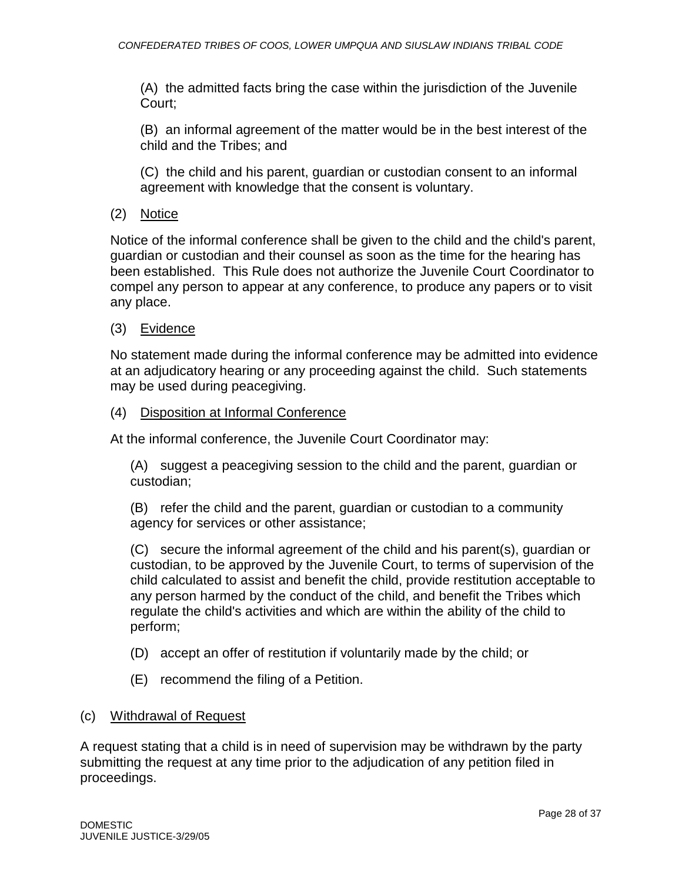(A) the admitted facts bring the case within the jurisdiction of the Juvenile Court;

(B) an informal agreement of the matter would be in the best interest of the child and the Tribes; and

(C) the child and his parent, guardian or custodian consent to an informal agreement with knowledge that the consent is voluntary.

(2) <u>Notice</u>

Notice of the informal conference shall be given to the child and the child's parent, guardian or custodian and their counsel as soon as the time for the hearing has been established. This Rule does not authorize the Juvenile Court Coordinator to compel any person to appear at any conference, to produce any papers or to visit any place.

(3) <u>Evidence</u>

No statement made during the informal conference may be admitted into evidence at an adjudicatory hearing or any proceeding against the child. Such statements may be used during peacegiving.

(4) <u>Disposition at Informal Conference</u>

At the informal conference, the Juvenile Court Coordinator may:

(A) suggest a peacegiving session to the child and the parent, guardian or custodian;

(B) refer the child and the parent, guardian or custodian to a community agency for services or other assistance;

(C) secure the informal agreement of the child and his parent(s), guardian or custodian, to be approved by the Juvenile Court, to terms of supervision of the child calculated to assist and benefit the child, provide restitution acceptable to any person harmed by the conduct of the child, and benefit the Tribes which regulate the child's activities and which are within the ability of the child to perform;

(D) accept an offer of restitution if voluntarily made by the child; or

(E) recommend the filing of a Petition.

(c) <u>Withdrawal of Request</u>

A request stating that a child is in need of supervision may be withdrawn by the party submitting the request at any time prior to the adjudication of any petition filed in proceedings.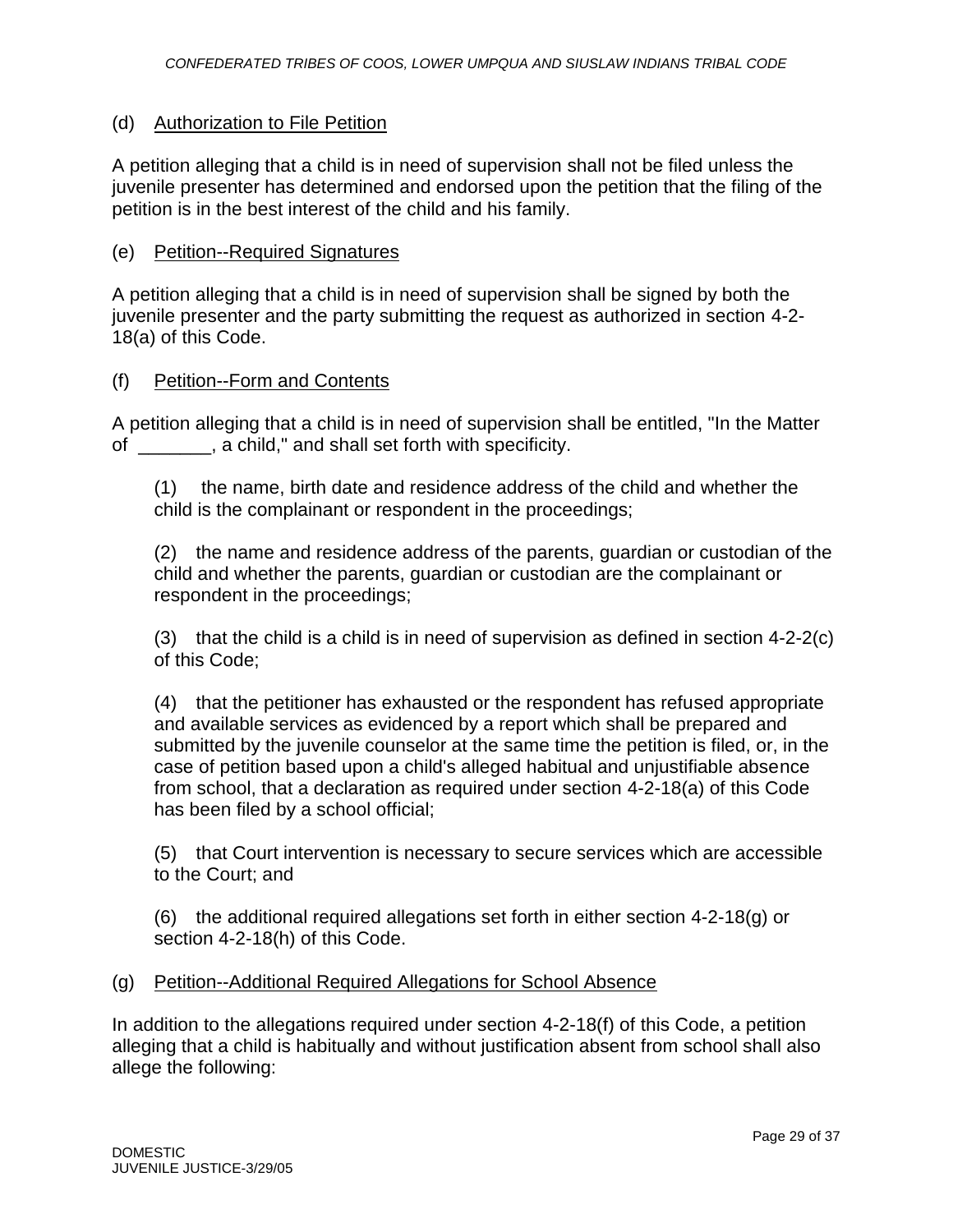(d) <u>Authorization to File Petition</u>

A petition alleging that a child is in need of supervision shall not be filed unless the juvenile presenter has determined and endorsed upon the petition that the filing of the petition is in the best interest of the child and his family.

(e) <u>Petition--Required Signatures</u>

A petition alleging that a child is in need of supervision shall be signed by both the juvenile presenter and the party submitting the request as authorized in section 4-2-18(a) of this Code.

(f) <u>Petition--Form and Contents</u>

A petition alleging that a child is in need of supervision shall be entitled, "In the Matter of _______, a child," and shall set forth with specificity.

(1) the name, birth date and residence address of the child and whether the child is the complainant or respondent in the proceedings;

(2) the name and residence address of the parents, guardian or custodian of the child and whether the parents, guardian or custodian are the complainant or respondent in the proceedings;

(3) that the child is a child is in need of supervision as defined in section 4-2-2(c) of this Code;

(4) that the petitioner has exhausted or the respondent has refused appropriate and available services as evidenced by a report which shall be prepared and submitted by the juvenile counselor at the same time the petition is filed, or, in the case of petition based upon a child's alleged habitual and unjustifiable absence from school, that a declaration as required under section 4-2-18(a) of this Code has been filed by a school official;

(5) that Court intervention is necessary to secure services which are accessible to the Court; and

(6) the additional required allegations set forth in either section 4-2-18(g) or section 4-2-18(h) of this Code.

(g) <u>Petition--Additional Required Allegations for School Absence</u>

In addition to the allegations required under section 4-2-18(f) of this Code, a petition alleging that a child is habitually and without justification absent from school shall also allege the following: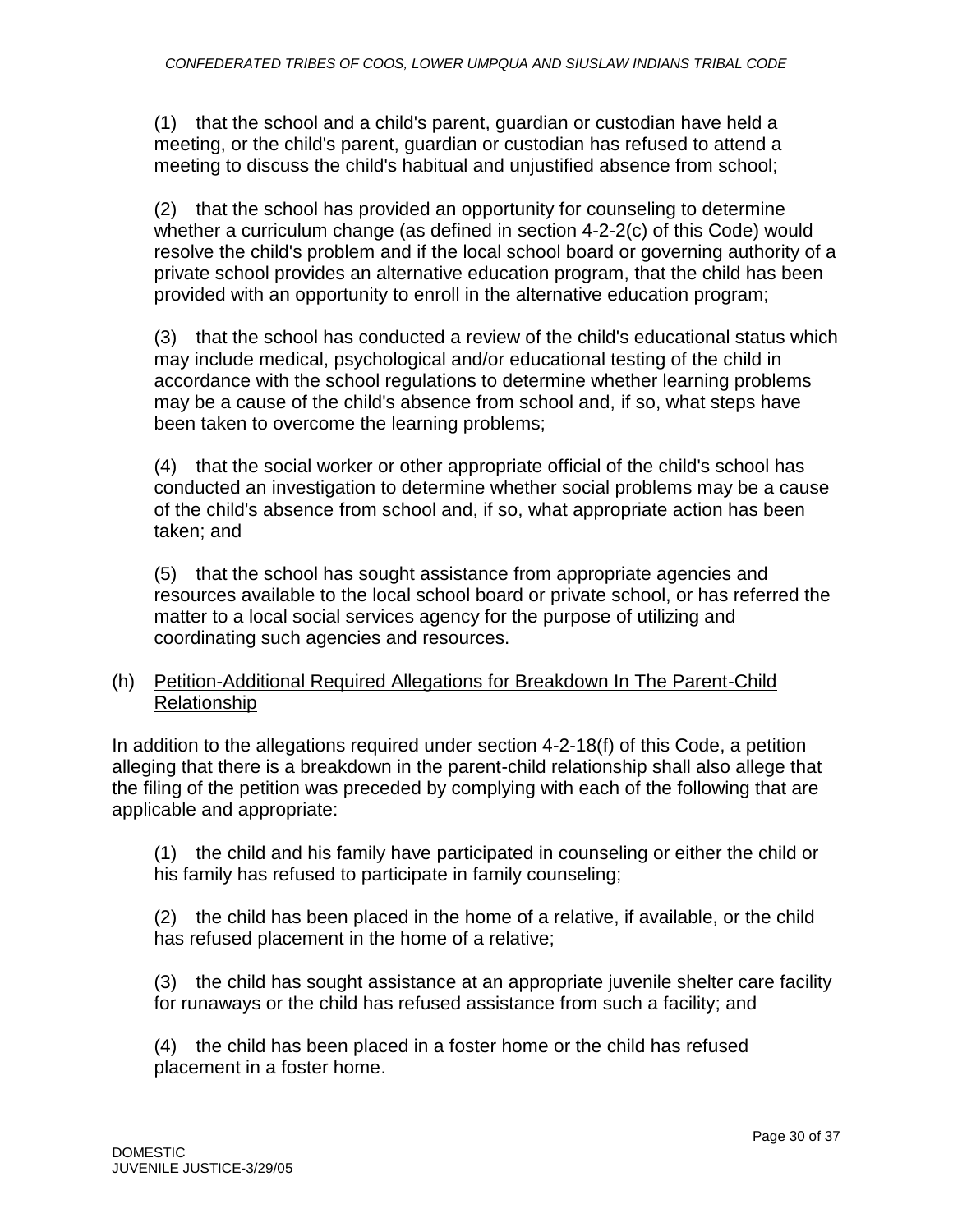(1) that the school and a child's parent, guardian or custodian have held a meeting, or the child's parent, guardian or custodian has refused to attend a meeting to discuss the child's habitual and unjustified absence from school;

(2) that the school has provided an opportunity for counseling to determine whether a curriculum change (as defined in section 4-2-2(c) of this Code) would resolve the child's problem and if the local school board or governing authority of a private school provides an alternative education program, that the child has been provided with an opportunity to enroll in the alternative education program;

(3) that the school has conducted a review of the child's educational status which may include medical, psychological and/or educational testing of the child in accordance with the school regulations to determine whether learning problems may be a cause of the child's absence from school and, if so, what steps have been taken to overcome the learning problems;

(4) that the social worker or other appropriate official of the child's school has conducted an investigation to determine whether social problems may be a cause of the child's absence from school and, if so, what appropriate action has been taken; and

(5) that the school has sought assistance from appropriate agencies and resources available to the local school board or private school, or has referred the matter to a local social services agency for the purpose of utilizing and coordinating such agencies and resources.

(h) Petition-Additional Required Allegations for Breakdown In The Parent-Child Relationship

In addition to the allegations required under section 4-2-18(f) of this Code, a petition alleging that there is a breakdown in the parent-child relationship shall also allege that the filing of the petition was preceded by complying with each of the following that are applicable and appropriate:

(1) the child and his family have participated in counseling or either the child or his family has refused to participate in family counseling;

(2) the child has been placed in the home of a relative, if available, or the child has refused placement in the home of a relative;

(3) the child has sought assistance at an appropriate juvenile shelter care facility for runaways or the child has refused assistance from such a facility; and

(4) the child has been placed in a foster home or the child has refused placement in a foster home.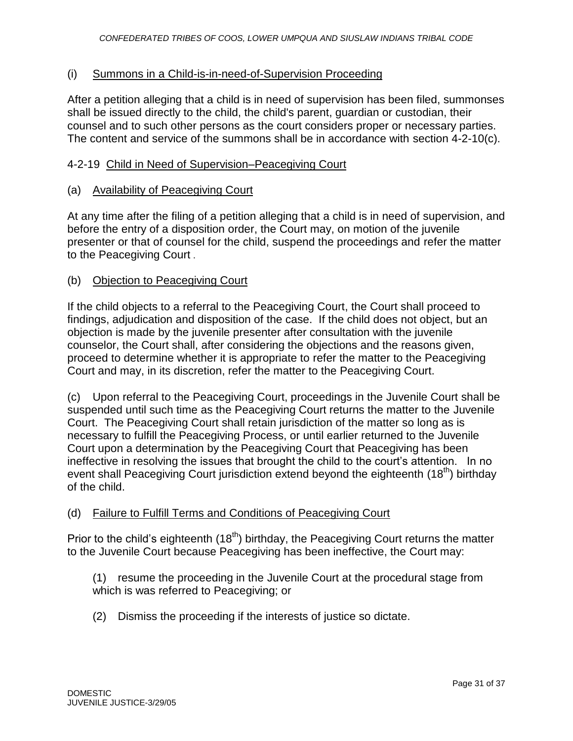(i) Summons in a Child-is-in-need-of-Supervision Proceeding

After a petition alleging that a child is in need of supervision has been filed, summonses shall be issued directly to the child, the child's parent, guardian or custodian, their counsel and to such other persons as the court considers proper or necessary parties. The content and service of the summons shall be in accordance with section 4-2-10(c).

4-2-19 Child in Need of Supervision–Peacegiving Court

(a) Availability of Peacegiving Court

At any time after the filing of a petition alleging that a child is in need of supervision, and before the entry of a disposition order, the Court may, on motion of the juvenile presenter or that of counsel for the child, suspend the proceedings and refer the matter to the Peacegiving Court .

(b) Objection to Peacegiving Court

If the child objects to a referral to the Peacegiving Court, the Court shall proceed to findings, adjudication and disposition of the case. If the child does not object, but an objection is made by the juvenile presenter after consultation with the juvenile counselor, the Court shall, after considering the objections and the reasons given, proceed to determine whether it is appropriate to refer the matter to the Peacegiving Court and may, in its discretion, refer the matter to the Peacegiving Court.

(c) Upon referral to the Peacegiving Court, proceedings in the Juvenile Court shall be suspended until such time as the Peacegiving Court returns the matter to the Juvenile Court. The Peacegiving Court shall retain jurisdiction of the matter so long as is necessary to fulfill the Peacegiving Process, or until earlier returned to the Juvenile Court upon a determination by the Peacegiving Court that Peacegiving has been ineffective in resolving the issues that brought the child to the court's attention. In no event shall Peacegiving Court jurisdiction extend beyond the eighteenth (18th) birthday of the child.

(d) Failure to Fulfill Terms and Conditions of Peacegiving Court

Prior to the child's eighteenth (18th) birthday, the Peacegiving Court returns the matter to the Juvenile Court because Peacegiving has been ineffective, the Court may:

(1) resume the proceeding in the Juvenile Court at the procedural stage from which is was referred to Peacegiving; or

(2) Dismiss the proceeding if the interests of justice so dictate.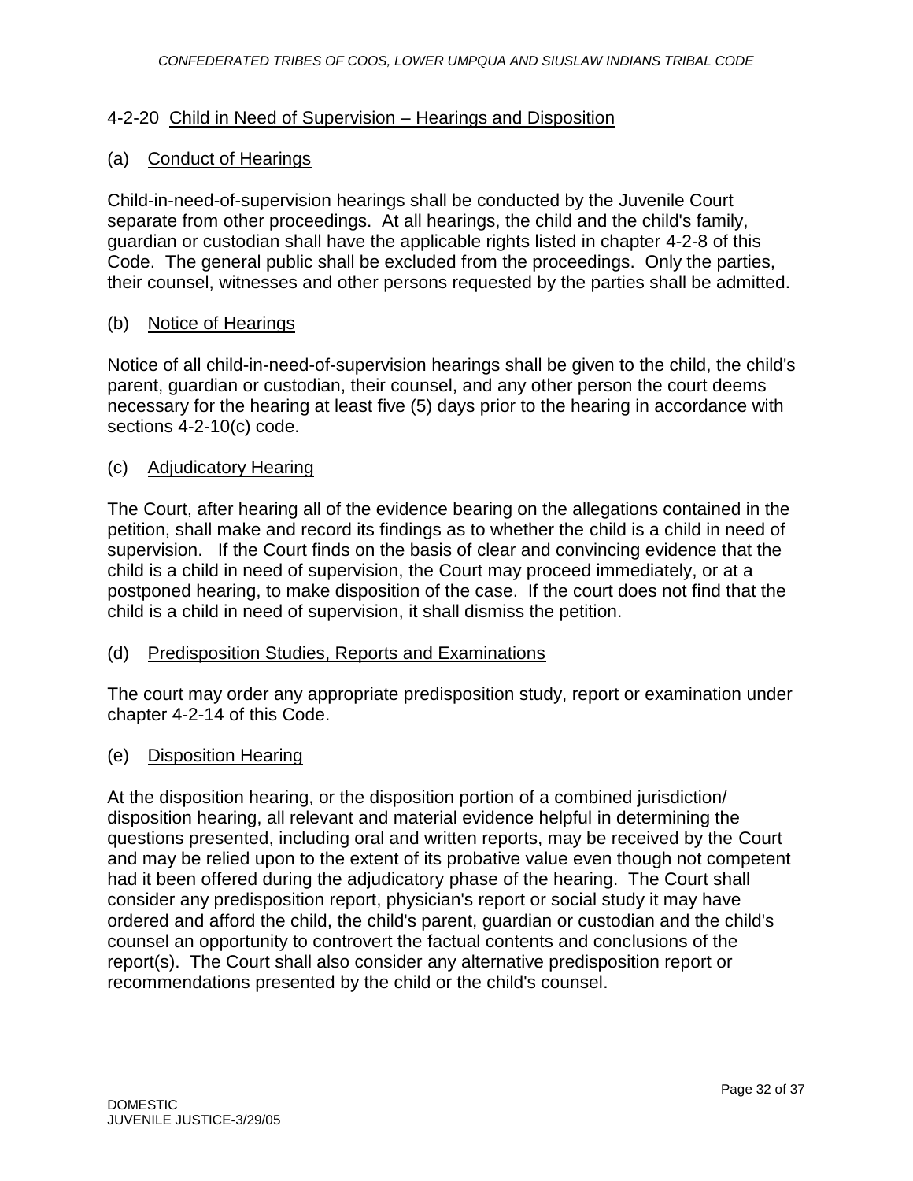## 4-2-20 Child in Need of Supervision – Hearings and Disposition

### (a) Conduct of Hearings

Child-in-need-of-supervision hearings shall be conducted by the Juvenile Court separate from other proceedings. At all hearings, the child and the child's family, guardian or custodian shall have the applicable rights listed in chapter 4-2-8 of this Code. The general public shall be excluded from the proceedings. Only the parties, their counsel, witnesses and other persons requested by the parties shall be admitted.

### (b) Notice of Hearings

Notice of all child-in-need-of-supervision hearings shall be given to the child, the child's parent, guardian or custodian, their counsel, and any other person the court deems necessary for the hearing at least five (5) days prior to the hearing in accordance with sections 4-2-10(c) code.

### (c) Adjudicatory Hearing

The Court, after hearing all of the evidence bearing on the allegations contained in the petition, shall make and record its findings as to whether the child is a child in need of supervision. If the Court finds on the basis of clear and convincing evidence that the child is a child in need of supervision, the Court may proceed immediately, or at a postponed hearing, to make disposition of the case. If the court does not find that the child is a child in need of supervision, it shall dismiss the petition.

### (d) Predisposition Studies, Reports and Examinations

The court may order any appropriate predisposition study, report or examination under chapter 4-2-14 of this Code.

### (e) Disposition Hearing

At the disposition hearing, or the disposition portion of a combined jurisdiction/ disposition hearing, all relevant and material evidence helpful in determining the questions presented, including oral and written reports, may be received by the Court and may be relied upon to the extent of its probative value even though not competent had it been offered during the adjudicatory phase of the hearing. The Court shall consider any predisposition report, physician's report or social study it may have ordered and afford the child, the child's parent, guardian or custodian and the child's counsel an opportunity to controvert the factual contents and conclusions of the report(s). The Court shall also consider any alternative predisposition report or recommendations presented by the child or the child's counsel.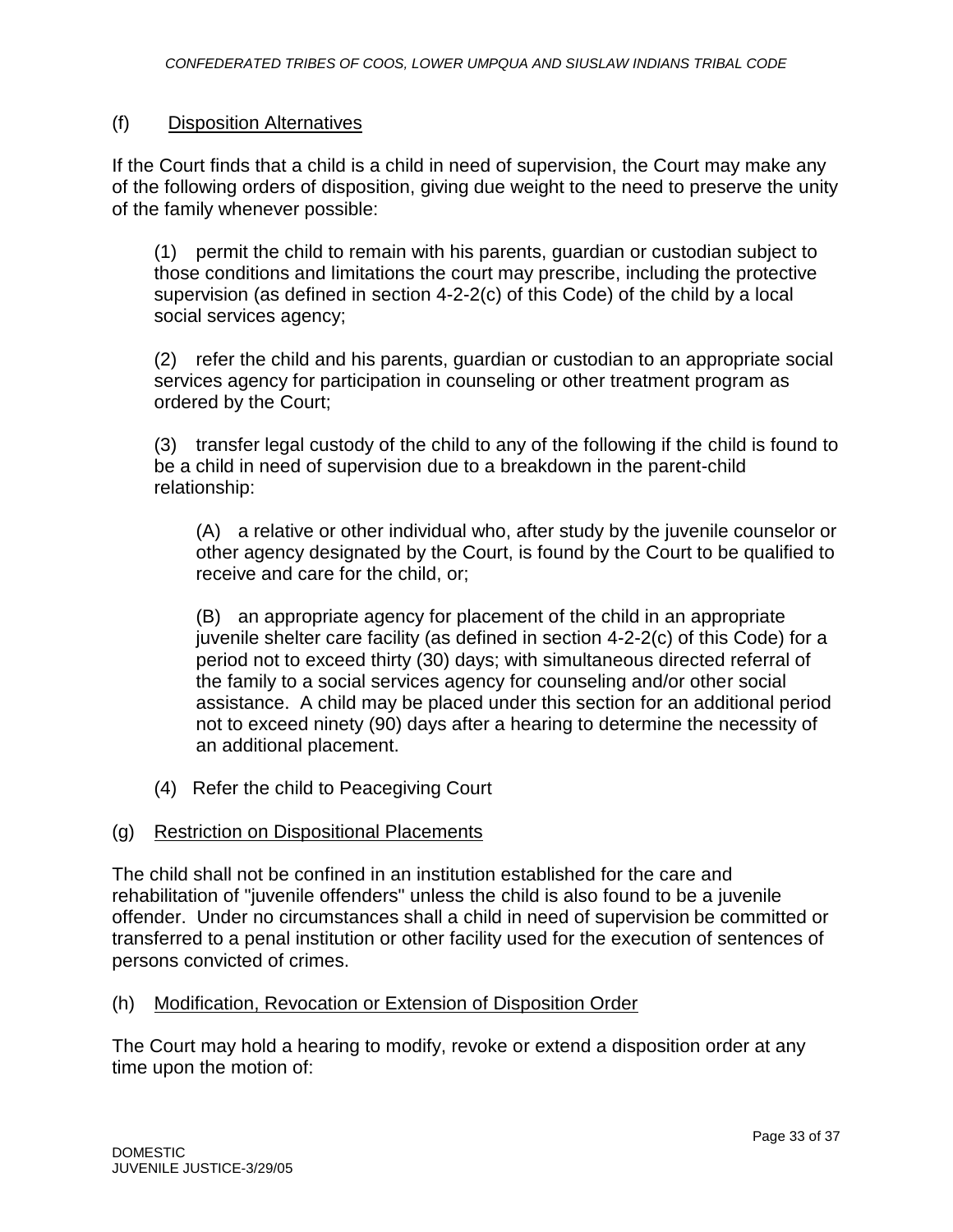(f) Disposition Alternatives

If the Court finds that a child is a child in need of supervision, the Court may make any of the following orders of disposition, giving due weight to the need to preserve the unity of the family whenever possible:

(1) permit the child to remain with his parents, guardian or custodian subject to those conditions and limitations the court may prescribe, including the protective supervision (as defined in section 4-2-2(c) of this Code) of the child by a local social services agency;

(2) refer the child and his parents, guardian or custodian to an appropriate social services agency for participation in counseling or other treatment program as ordered by the Court;

(3) transfer legal custody of the child to any of the following if the child is found to be a child in need of supervision due to a breakdown in the parent-child relationship:

(A) a relative or other individual who, after study by the juvenile counselor or other agency designated by the Court, is found by the Court to be qualified to receive and care for the child, or;

(B) an appropriate agency for placement of the child in an appropriate juvenile shelter care facility (as defined in section 4-2-2(c) of this Code) for a period not to exceed thirty (30) days; with simultaneous directed referral of the family to a social services agency for counseling and/or other social assistance. A child may be placed under this section for an additional period not to exceed ninety (90) days after a hearing to determine the necessity of an additional placement.

(4) Refer the child to Peacegiving Court

(g) Restriction on Dispositional Placements

The child shall not be confined in an institution established for the care and rehabilitation of "juvenile offenders" unless the child is also found to be a juvenile offender. Under no circumstances shall a child in need of supervision be committed or transferred to a penal institution or other facility used for the execution of sentences of persons convicted of crimes.

(h) Modification, Revocation or Extension of Disposition Order

The Court may hold a hearing to modify, revoke or extend a disposition order at any time upon the motion of: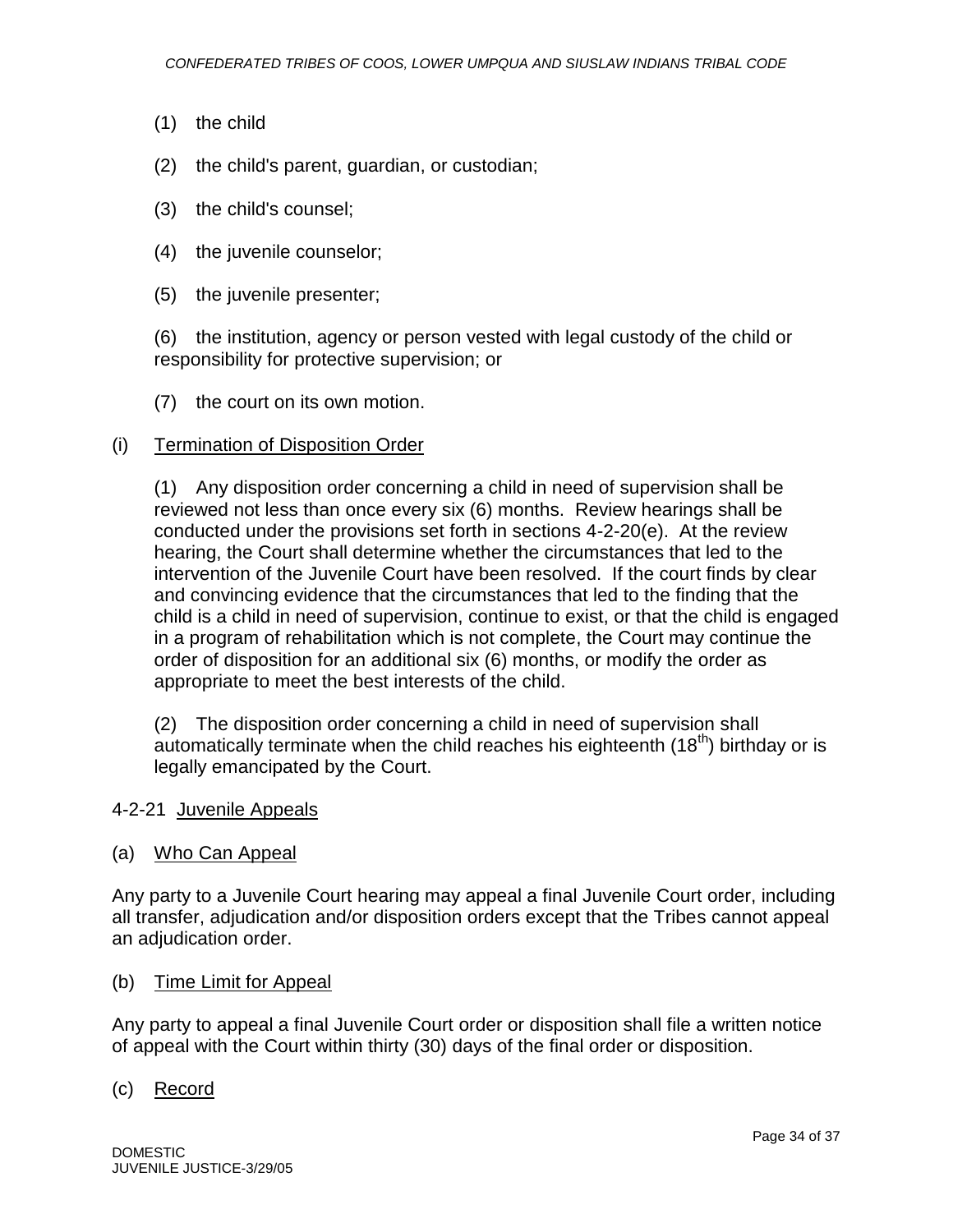(1) the child

(2) the child's parent, guardian, or custodian;

(3) the child's counsel;

(4) the juvenile counselor;

(5) the juvenile presenter;

(6) the institution, agency or person vested with legal custody of the child or responsibility for protective supervision; or

(7) the court on its own motion.

(i) Termination of Disposition Order

(1) Any disposition order concerning a child in need of supervision shall be reviewed not less than once every six (6) months. Review hearings shall be conducted under the provisions set forth in sections 4-2-20(e). At the review hearing, the Court shall determine whether the circumstances that led to the intervention of the Juvenile Court have been resolved. If the court finds by clear and convincing evidence that the circumstances that led to the finding that the child is a child in need of supervision, continue to exist, or that the child is engaged in a program of rehabilitation which is not complete, the Court may continue the order of disposition for an additional six (6) months, or modify the order as appropriate to meet the best interests of the child.

(2) The disposition order concerning a child in need of supervision shall automatically terminate when the child reaches his eighteenth ($18^{th}$) birthday or is legally emancipated by the Court.

## 4-2-21 Juvenile Appeals

(a) Who Can Appeal

Any party to a Juvenile Court hearing may appeal a final Juvenile Court order, including all transfer, adjudication and/or disposition orders except that the Tribes cannot appeal an adjudication order.

(b) Time Limit for Appeal

Any party to appeal a final Juvenile Court order or disposition shall file a written notice of appeal with the Court within thirty (30) days of the final order or disposition.

(c) Record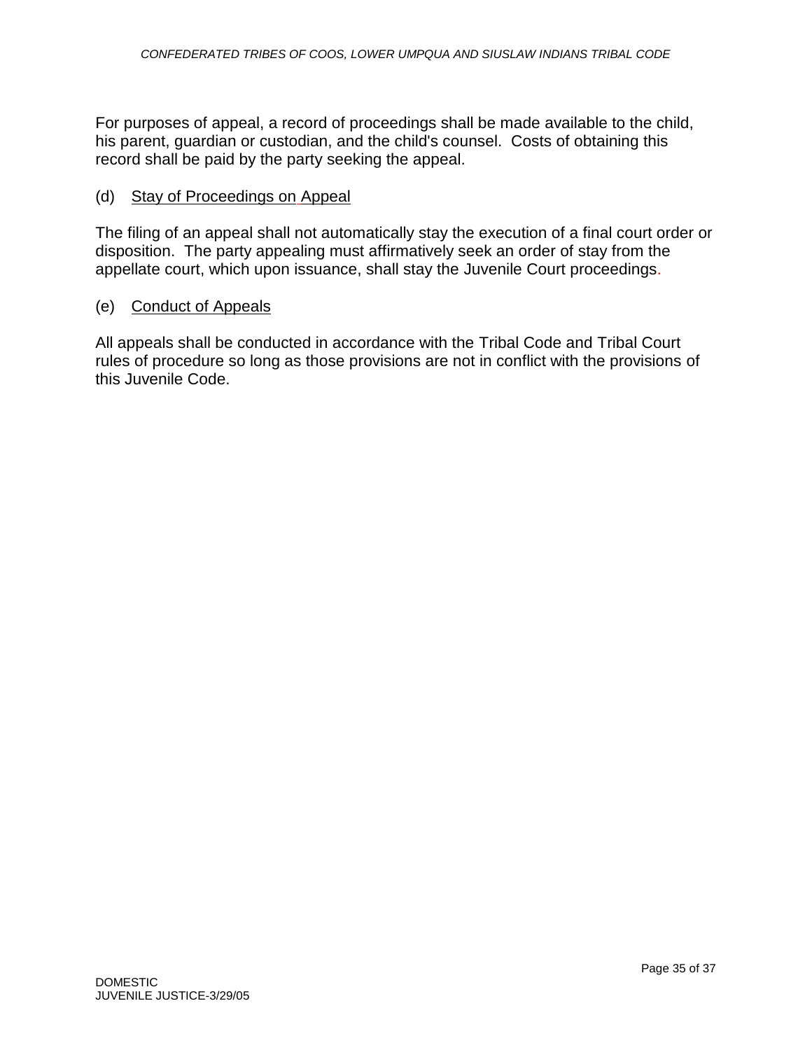For purposes of appeal, a record of proceedings shall be made available to the child, his parent, guardian or custodian, and the child's counsel. Costs of obtaining this record shall be paid by the party seeking the appeal.

(d) Stay of Proceedings on Appeal

The filing of an appeal shall not automatically stay the execution of a final court order or disposition. The party appealing must affirmatively seek an order of stay from the appellate court, which upon issuance, shall stay the Juvenile Court proceedings.

(e) Conduct of Appeals

All appeals shall be conducted in accordance with the Tribal Code and Tribal Court rules of procedure so long as those provisions are not in conflict with the provisions of this Juvenile Code.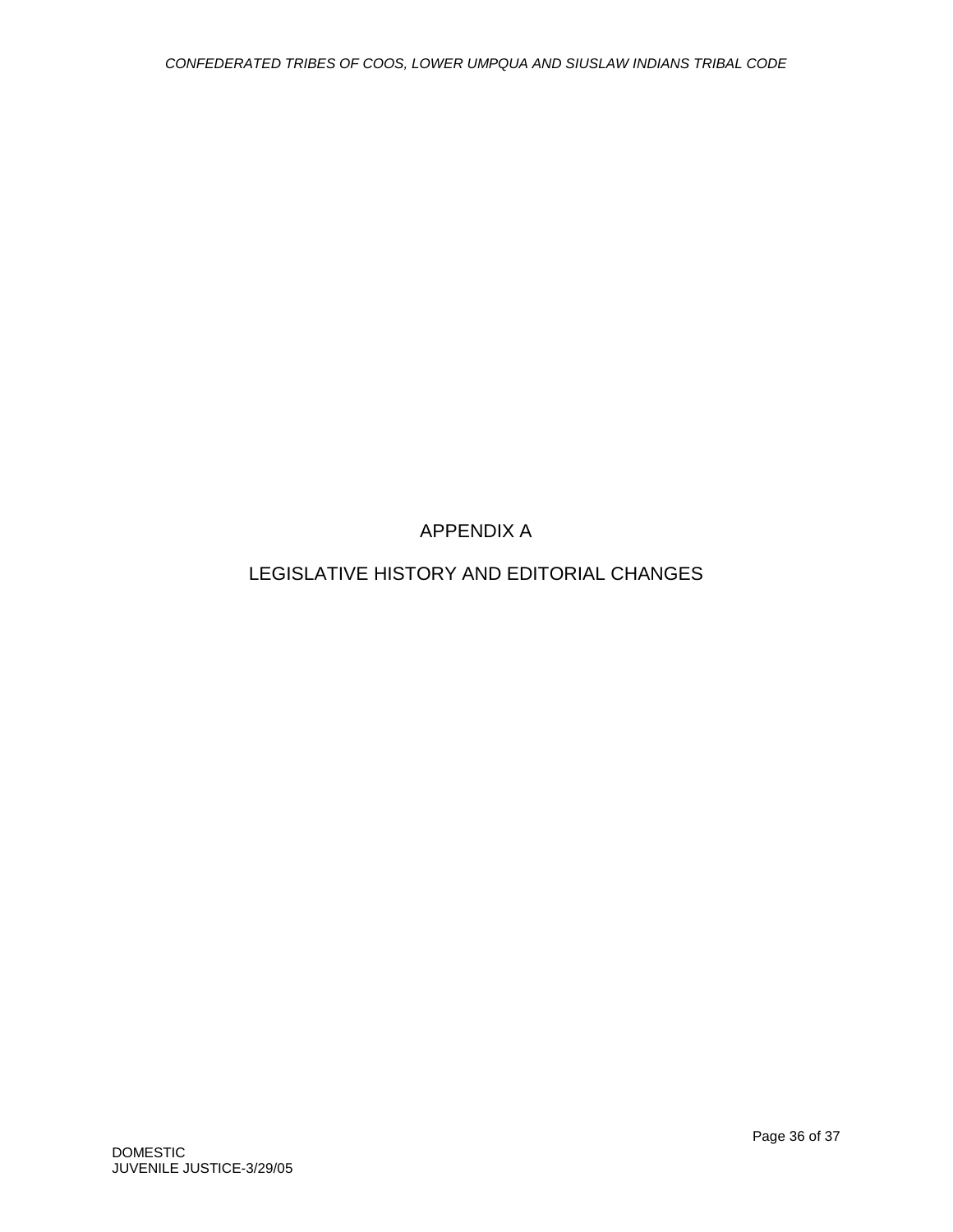# APPENDIX A

# LEGISLATIVE HISTORY AND EDITORIAL CHANGES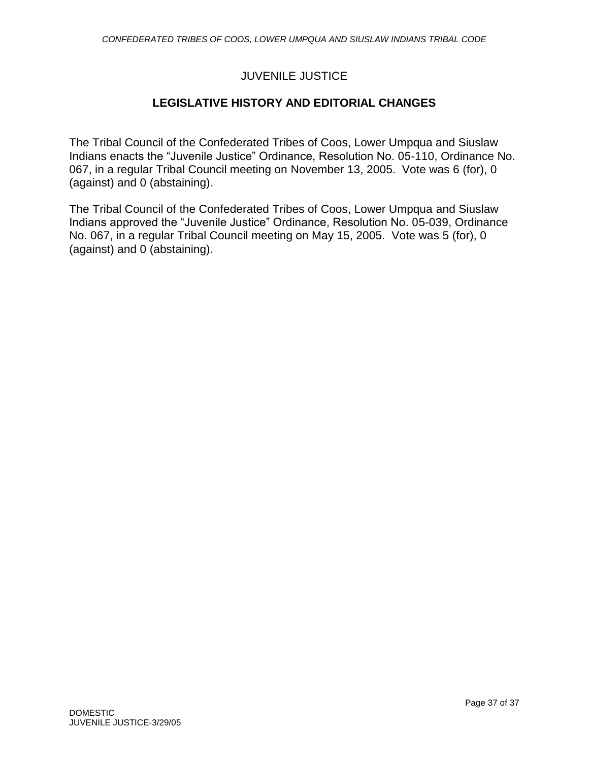## JUVENILE JUSTICE

### LEGISLATIVE HISTORY AND EDITORIAL CHANGES

The Tribal Council of the Confederated Tribes of Coos, Lower Umpqua and Siuslaw Indians enacts the “Juvenile Justice” Ordinance, Resolution No. 05-110, Ordinance No. 067, in a regular Tribal Council meeting on November 13, 2005. Vote was 6 (for), 0 (against) and 0 (abstaining).

The Tribal Council of the Confederated Tribes of Coos, Lower Umpqua and Siuslaw Indians approved the “Juvenile Justice” Ordinance, Resolution No. 05-039, Ordinance No. 067, in a regular Tribal Council meeting on May 15, 2005. Vote was 5 (for), 0 (against) and 0 (abstaining).